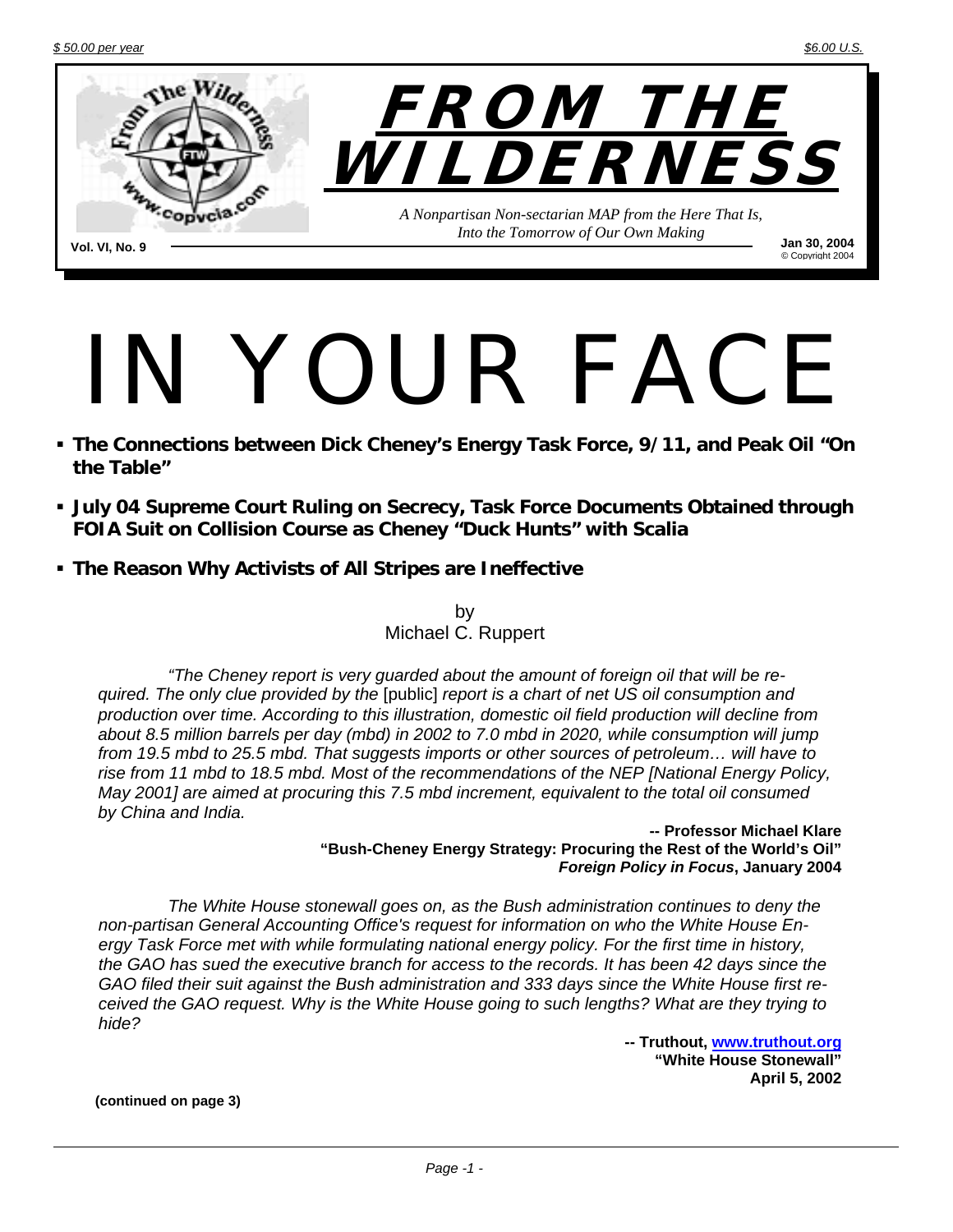$ 50.00 per year

$6.00 U.S.

# FROM THE WILDERNESS

*A Nonpartisan Non-sectarian MAP from the Here That Is, Into the Tomorrow of Our Own Making*

**Vol. VI, No. 9**

**Jan 30, 2004**
© Copyright 2004

# IN YOUR FACE

- **The Connections between Dick Cheney's Energy Task Force, 9/11, and Peak Oil "On the Table"**
- **July 04 Supreme Court Ruling on Secrecy, Task Force Documents Obtained through FOIA Suit on Collision Course as Cheney "Duck Hunts" with Scalia**
- **The Reason Why Activists of All Stripes are Ineffective**

by
Michael C. Ruppert

*"The Cheney report is very guarded about the amount of foreign oil that will be required. The only clue provided by the* [public] *report is a chart of net US oil consumption and production over time. According to this illustration, domestic oil field production will decline from about 8.5 million barrels per day (mbd) in 2002 to 7.0 mbd in 2020, while consumption will jump from 19.5 mbd to 25.5 mbd. That suggests imports or other sources of petroleum… will have to rise from 11 mbd to 18.5 mbd. Most of the recommendations of the NEP [National Energy Policy, May 2001] are aimed at procuring this 7.5 mbd increment, equivalent to the total oil consumed by China and India.*

**-- Professor Michael Klare**
**"Bush-Cheney Energy Strategy: Procuring the Rest of the World's Oil"**
***Foreign Policy in Focus*, January 2004**

*The White House stonewall goes on, as the Bush administration continues to deny the non-partisan General Accounting Office's request for information on who the White House Energy Task Force met with while formulating national energy policy. For the first time in history, the GAO has sued the executive branch for access to the records. It has been 42 days since the GAO filed their suit against the Bush administration and 333 days since the White House first received the GAO request. Why is the White House going to such lengths? What are they trying to hide?*

**-- Truthout, www.truthout.org**
**"White House Stonewall"**
**April 5, 2002**

**(continued on page 3)**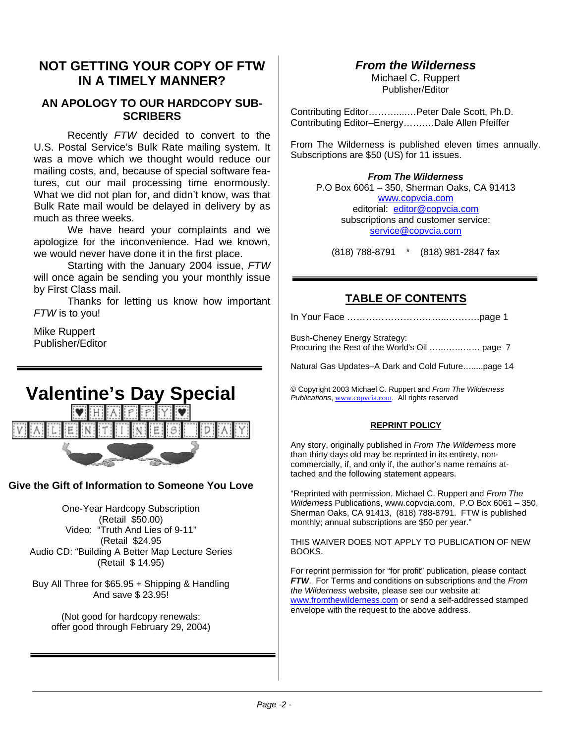## NOT GETTING YOUR COPY OF FTW IN A TIMELY MANNER?

### AN APOLOGY TO OUR HARDCOPY SUBSCRIBERS

Recently *FTW* decided to convert to the U.S. Postal Service's Bulk Rate mailing system. It was a move which we thought would reduce our mailing costs, and, because of special software features, cut our mail processing time enormously. What we did not plan for, and didn't know, was that Bulk Rate mail would be delayed in delivery by as much as three weeks.

We have heard your complaints and we apologize for the inconvenience. Had we known, we would never have done it in the first place.

Starting with the January 2004 issue, *FTW* will once again be sending you your monthly issue by First Class mail.

Thanks for letting us know how important *FTW* is to you!

Mike Ruppert
Publisher/Editor

---

## Valentine's Day Special

HAPPY VALENTINES DAY

**Give the Gift of Information to Someone You Love**

One-Year Hardcopy Subscription
(Retail $50.00)
Video: "Truth And Lies of 9-11"
(Retail $24.95
Audio CD: "Building A Better Map Lecture Series
(Retail $ 14.95)

Buy All Three for $65.95 + Shipping & Handling
And save $ 23.95!

(Not good for hardcopy renewals:
offer good through February 29, 2004)

---

### *From the Wilderness*

Michael C. Ruppert
Publisher/Editor

Contributing Editor…………..….Peter Dale Scott, Ph.D.
Contributing Editor–Energy……….Dale Allen Pfeiffer

From The Wilderness is published eleven times annually. Subscriptions are $50 (US) for 11 issues.

***From The Wilderness***
P.O Box 6061 – 350, Sherman Oaks, CA 91413
www.copvcia.com
editorial: editor@copvcia.com
subscriptions and customer service:
service@copvcia.com

(818) 788-8791 * (818) 981-2847 fax

---

## TABLE OF CONTENTS

In Your Face ………………………….....………page 1

Bush-Cheney Energy Strategy:
Procuring the Rest of the World's Oil ……………… page 7

Natural Gas Updates–A Dark and Cold Future….....page 14

© Copyright 2003 Michael C. Ruppert and *From The Wilderness Publications*, www.copvcia.com. All rights reserved

### REPRINT POLICY

Any story, originally published in *From The Wilderness* more than thirty days old may be reprinted in its entirety, non-commercially, if, and only if, the author's name remains attached and the following statement appears.

"Reprinted with permission, Michael C. Ruppert and *From The Wilderness* Publications, www.copvcia.com, P.O Box 6061 – 350, Sherman Oaks, CA 91413, (818) 788-8791. FTW is published monthly; annual subscriptions are $50 per year."

THIS WAIVER DOES NOT APPLY TO PUBLICATION OF NEW BOOKS.

For reprint permission for "for profit" publication, please contact ***FTW***. For Terms and conditions on subscriptions and the *From the Wilderness* website, please see our website at: www.fromthewilderness.com or send a self-addressed stamped envelope with the request to the above address.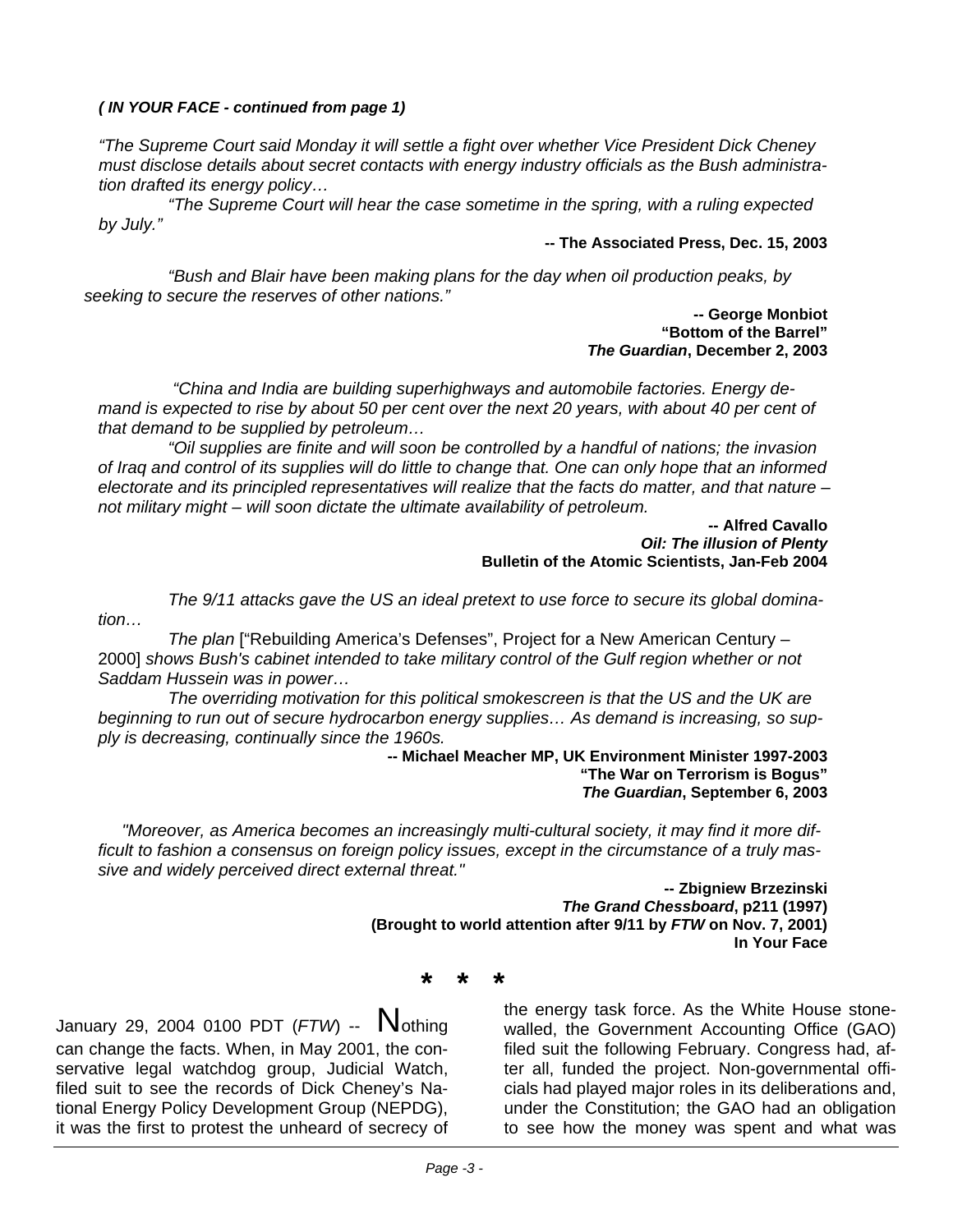***( IN YOUR FACE - continued from page 1)***

*"The Supreme Court said Monday it will settle a fight over whether Vice President Dick Cheney must disclose details about secret contacts with energy industry officials as the Bush administration drafted its energy policy…*

*"The Supreme Court will hear the case sometime in the spring, with a ruling expected by July."*

**-- The Associated Press, Dec. 15, 2003**

*"Bush and Blair have been making plans for the day when oil production peaks, by seeking to secure the reserves of other nations."*

**-- George Monbiot**
**"Bottom of the Barrel"**
***The Guardian*, December 2, 2003**

*"China and India are building superhighways and automobile factories. Energy demand is expected to rise by about 50 per cent over the next 20 years, with about 40 per cent of that demand to be supplied by petroleum…*

*"Oil supplies are finite and will soon be controlled by a handful of nations; the invasion of Iraq and control of its supplies will do little to change that. One can only hope that an informed electorate and its principled representatives will realize that the facts do matter, and that nature – not military might – will soon dictate the ultimate availability of petroleum.*

**-- Alfred Cavallo**
***Oil: The illusion of Plenty***
**Bulletin of the Atomic Scientists, Jan-Feb 2004**

*The 9/11 attacks gave the US an ideal pretext to use force to secure its global domination…*

*The plan* ["Rebuilding America's Defenses", Project for a New American Century – 2000] *shows Bush's cabinet intended to take military control of the Gulf region whether or not Saddam Hussein was in power…*

*The overriding motivation for this political smokescreen is that the US and the UK are beginning to run out of secure hydrocarbon energy supplies… As demand is increasing, so supply is decreasing, continually since the 1960s.*

**-- Michael Meacher MP, UK Environment Minister 1997-2003**
**"The War on Terrorism is Bogus"**
***The Guardian*, September 6, 2003**

*"Moreover, as America becomes an increasingly multi-cultural society, it may find it more difficult to fashion a consensus on foreign policy issues, except in the circumstance of a truly massive and widely perceived direct external threat."*

**-- Zbigniew Brzezinski**
***The Grand Chessboard*, p211 (1997)**
**(Brought to world attention after 9/11 by *FTW* on Nov. 7, 2001)**
**In Your Face**

**\* \* \***

January 29, 2004 0100 PDT (*FTW*) -- Nothing can change the facts. When, in May 2001, the conservative legal watchdog group, Judicial Watch, filed suit to see the records of Dick Cheney's National Energy Policy Development Group (NEPDG), it was the first to protest the unheard of secrecy of the energy task force. As the White House stonewalled, the Government Accounting Office (GAO) filed suit the following February. Congress had, after all, funded the project. Non-governmental officials had played major roles in its deliberations and, under the Constitution; the GAO had an obligation to see how the money was spent and what was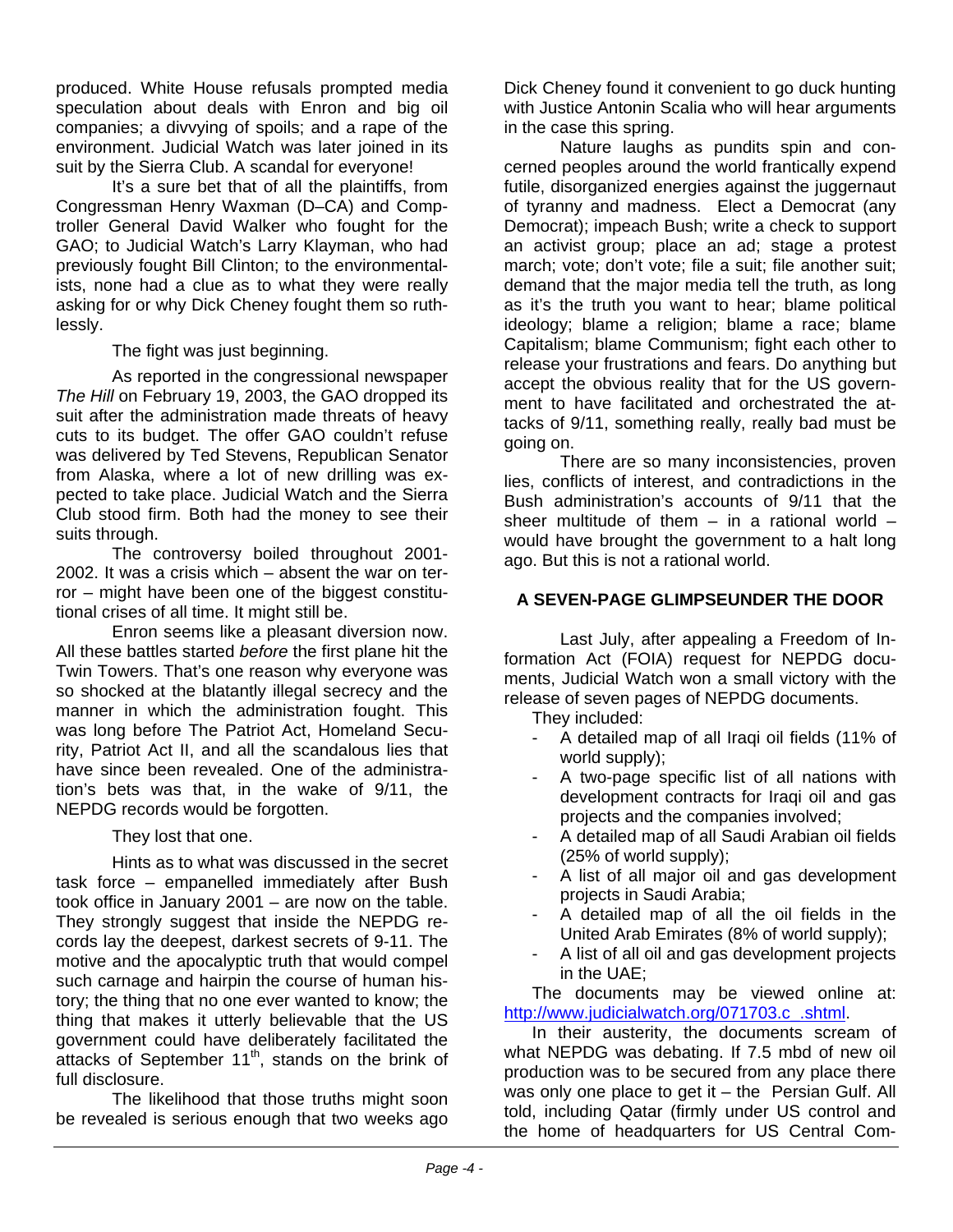produced. White House refusals prompted media speculation about deals with Enron and big oil companies; a divvying of spoils; and a rape of the environment. Judicial Watch was later joined in its suit by the Sierra Club. A scandal for everyone!

It's a sure bet that of all the plaintiffs, from Congressman Henry Waxman (D–CA) and Comptroller General David Walker who fought for the GAO; to Judicial Watch's Larry Klayman, who had previously fought Bill Clinton; to the environmentalists, none had a clue as to what they were really asking for or why Dick Cheney fought them so ruthlessly.

The fight was just beginning.

As reported in the congressional newspaper *The Hill* on February 19, 2003, the GAO dropped its suit after the administration made threats of heavy cuts to its budget. The offer GAO couldn't refuse was delivered by Ted Stevens, Republican Senator from Alaska, where a lot of new drilling was expected to take place. Judicial Watch and the Sierra Club stood firm. Both had the money to see their suits through.

The controversy boiled throughout 2001-2002. It was a crisis which – absent the war on terror – might have been one of the biggest constitutional crises of all time. It might still be.

Enron seems like a pleasant diversion now. All these battles started *before* the first plane hit the Twin Towers. That's one reason why everyone was so shocked at the blatantly illegal secrecy and the manner in which the administration fought. This was long before The Patriot Act, Homeland Security, Patriot Act II, and all the scandalous lies that have since been revealed. One of the administration's bets was that, in the wake of 9/11, the NEPDG records would be forgotten.

They lost that one.

Hints as to what was discussed in the secret task force – empanelled immediately after Bush took office in January 2001 – are now on the table. They strongly suggest that inside the NEPDG records lay the deepest, darkest secrets of 9-11. The motive and the apocalyptic truth that would compel such carnage and hairpin the course of human history; the thing that no one ever wanted to know; the thing that makes it utterly believable that the US government could have deliberately facilitated the attacks of September 11th, stands on the brink of full disclosure.

The likelihood that those truths might soon be revealed is serious enough that two weeks ago Dick Cheney found it convenient to go duck hunting with Justice Antonin Scalia who will hear arguments in the case this spring.

Nature laughs as pundits spin and concerned peoples around the world frantically expend futile, disorganized energies against the juggernaut of tyranny and madness. Elect a Democrat (any Democrat); impeach Bush; write a check to support an activist group; place an ad; stage a protest march; vote; don't vote; file a suit; file another suit; demand that the major media tell the truth, as long as it's the truth you want to hear; blame political ideology; blame a religion; blame a race; blame Capitalism; blame Communism; fight each other to release your frustrations and fears. Do anything but accept the obvious reality that for the US government to have facilitated and orchestrated the attacks of 9/11, something really, really bad must be going on.

There are so many inconsistencies, proven lies, conflicts of interest, and contradictions in the Bush administration's accounts of 9/11 that the sheer multitude of them – in a rational world – would have brought the government to a halt long ago. But this is not a rational world.

## A SEVEN-PAGE GLIMPSEUNDER THE DOOR

Last July, after appealing a Freedom of Information Act (FOIA) request for NEPDG documents, Judicial Watch won a small victory with the release of seven pages of NEPDG documents.

They included:

- A detailed map of all Iraqi oil fields (11% of world supply);
- A two-page specific list of all nations with development contracts for Iraqi oil and gas projects and the companies involved;
- A detailed map of all Saudi Arabian oil fields (25% of world supply);
- A list of all major oil and gas development projects in Saudi Arabia;
- A detailed map of all the oil fields in the United Arab Emirates (8% of world supply);
- A list of all oil and gas development projects in the UAE;

The documents may be viewed online at: http://www.judicialwatch.org/071703.c_.shtml.

In their austerity, the documents scream of what NEPDG was debating. If 7.5 mbd of new oil production was to be secured from any place there was only one place to get it – the Persian Gulf. All told, including Qatar (firmly under US control and the home of headquarters for US Central Com-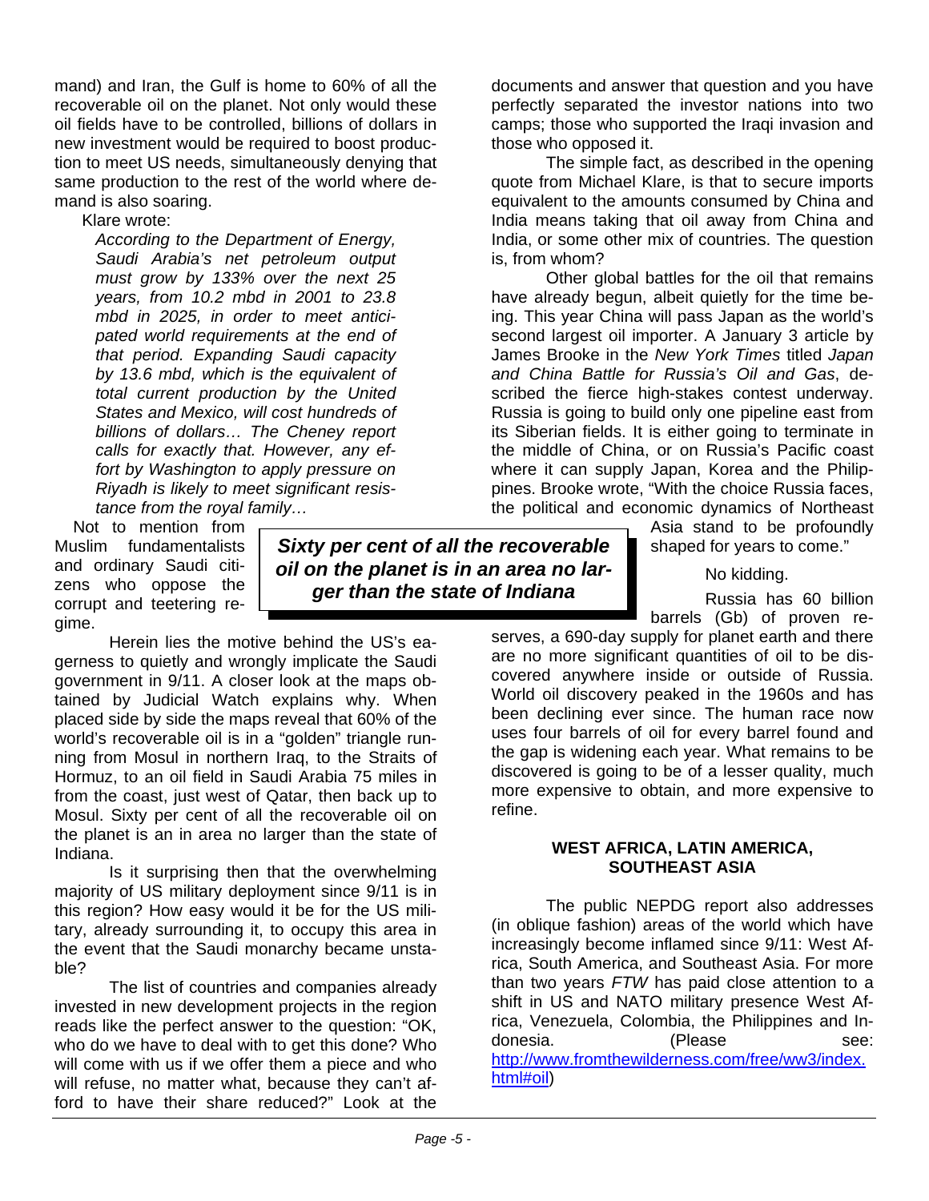mand) and Iran, the Gulf is home to 60% of all the recoverable oil on the planet. Not only would these oil fields have to be controlled, billions of dollars in new investment would be required to boost production to meet US needs, simultaneously denying that same production to the rest of the world where demand is also soaring.

Klare wrote:

> *According to the Department of Energy, Saudi Arabia's net petroleum output must grow by 133% over the next 25 years, from 10.2 mbd in 2001 to 23.8 mbd in 2025, in order to meet anticipated world requirements at the end of that period. Expanding Saudi capacity by 13.6 mbd, which is the equivalent of total current production by the United States and Mexico, will cost hundreds of billions of dollars… The Cheney report calls for exactly that. However, any effort by Washington to apply pressure on Riyadh is likely to meet significant resistance from the royal family…*

Not to mention from Muslim fundamentalists and ordinary Saudi citizens who oppose the corrupt and teetering regime.

Herein lies the motive behind the US's eagerness to quietly and wrongly implicate the Saudi government in 9/11. A closer look at the maps obtained by Judicial Watch explains why. When placed side by side the maps reveal that 60% of the world's recoverable oil is in a "golden" triangle running from Mosul in northern Iraq, to the Straits of Hormuz, to an oil field in Saudi Arabia 75 miles in from the coast, just west of Qatar, then back up to Mosul. Sixty per cent of all the recoverable oil on the planet is an in area no larger than the state of Indiana.

**_Sixty per cent of all the recoverable oil on the planet is in an area no larger than the state of Indiana_**

Is it surprising then that the overwhelming majority of US military deployment since 9/11 is in this region? How easy would it be for the US military, already surrounding it, to occupy this area in the event that the Saudi monarchy became unstable?

The list of countries and companies already invested in new development projects in the region reads like the perfect answer to the question: "OK, who do we have to deal with to get this done? Who will come with us if we offer them a piece and who will refuse, no matter what, because they can't afford to have their share reduced?" Look at the documents and answer that question and you have perfectly separated the investor nations into two camps; those who supported the Iraqi invasion and those who opposed it.

The simple fact, as described in the opening quote from Michael Klare, is that to secure imports equivalent to the amounts consumed by China and India means taking that oil away from China and India, or some other mix of countries. The question is, from whom?

Other global battles for the oil that remains have already begun, albeit quietly for the time being. This year China will pass Japan as the world's second largest oil importer. A January 3 article by James Brooke in the *New York Times* titled *Japan and China Battle for Russia's Oil and Gas*, described the fierce high-stakes contest underway. Russia is going to build only one pipeline east from its Siberian fields. It is either going to terminate in the middle of China, or on Russia's Pacific coast where it can supply Japan, Korea and the Philippines. Brooke wrote, "With the choice Russia faces, the political and economic dynamics of Northeast Asia stand to be profoundly shaped for years to come."

No kidding.

Russia has 60 billion barrels (Gb) of proven reserves, a 690-day supply for planet earth and there are no more significant quantities of oil to be discovered anywhere inside or outside of Russia. World oil discovery peaked in the 1960s and has been declining ever since. The human race now uses four barrels of oil for every barrel found and the gap is widening each year. What remains to be discovered is going to be of a lesser quality, much more expensive to obtain, and more expensive to refine.

## WEST AFRICA, LATIN AMERICA, SOUTHEAST ASIA

The public NEPDG report also addresses (in oblique fashion) areas of the world which have increasingly become inflamed since 9/11: West Africa, South America, and Southeast Asia. For more than two years *FTW* has paid close attention to a shift in US and NATO military presence West Africa, Venezuela, Colombia, the Philippines and Indonesia. (Please see: [http://www.fromthewilderness.com/free/ww3/index.html#oil](http://www.fromthewilderness.com/free/ww3/index.html#oil))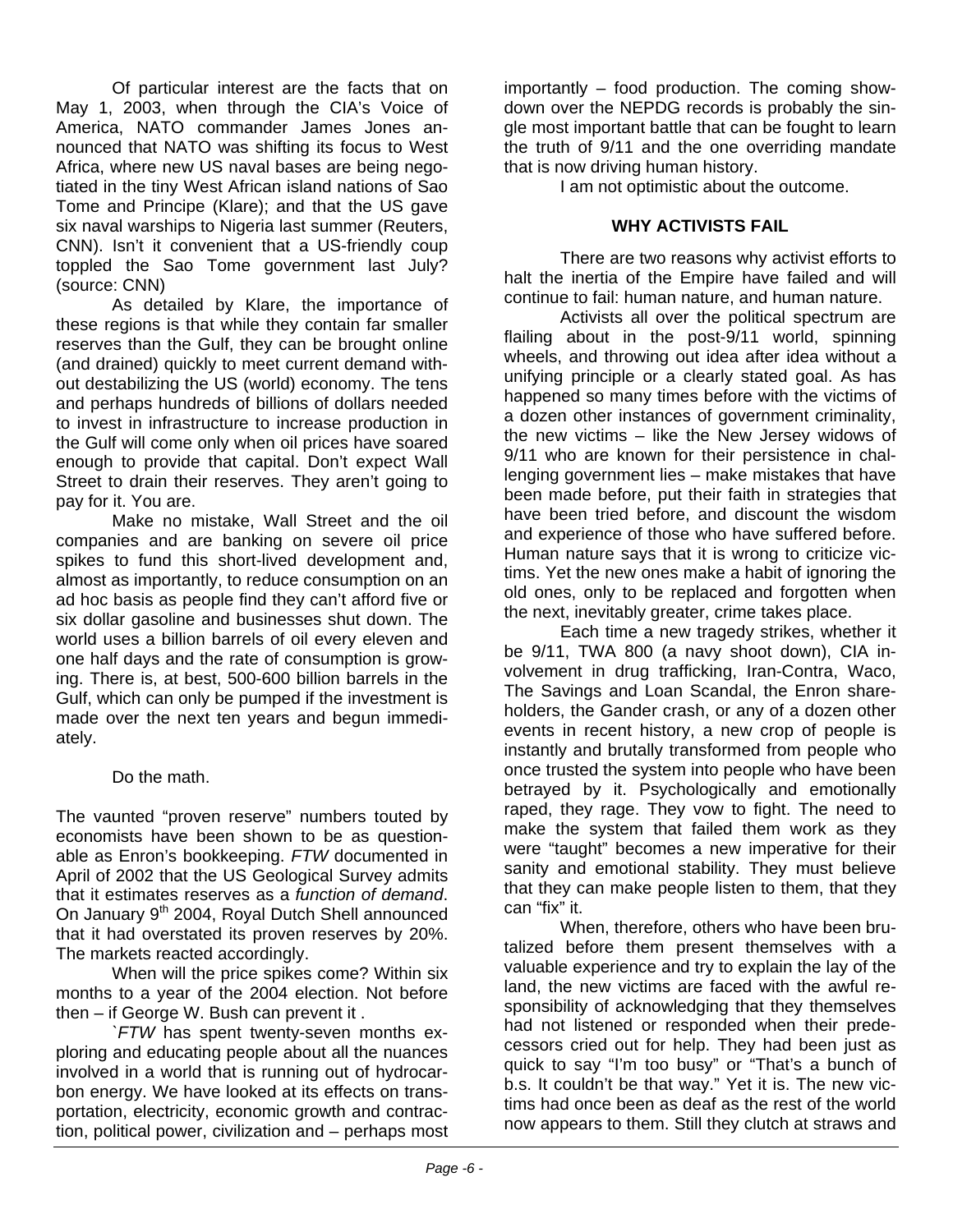Of particular interest are the facts that on May 1, 2003, when through the CIA's Voice of America, NATO commander James Jones announced that NATO was shifting its focus to West Africa, where new US naval bases are being negotiated in the tiny West African island nations of Sao Tome and Principe (Klare); and that the US gave six naval warships to Nigeria last summer (Reuters, CNN). Isn't it convenient that a US-friendly coup toppled the Sao Tome government last July? (source: CNN)

As detailed by Klare, the importance of these regions is that while they contain far smaller reserves than the Gulf, they can be brought online (and drained) quickly to meet current demand without destabilizing the US (world) economy. The tens and perhaps hundreds of billions of dollars needed to invest in infrastructure to increase production in the Gulf will come only when oil prices have soared enough to provide that capital. Don't expect Wall Street to drain their reserves. They aren't going to pay for it. You are.

Make no mistake, Wall Street and the oil companies and are banking on severe oil price spikes to fund this short-lived development and, almost as importantly, to reduce consumption on an ad hoc basis as people find they can't afford five or six dollar gasoline and businesses shut down. The world uses a billion barrels of oil every eleven and one half days and the rate of consumption is growing. There is, at best, 500-600 billion barrels in the Gulf, which can only be pumped if the investment is made over the next ten years and begun immediately.

Do the math.

The vaunted "proven reserve" numbers touted by economists have been shown to be as questionable as Enron's bookkeeping. *FTW* documented in April of 2002 that the US Geological Survey admits that it estimates reserves as a *function of demand*. On January 9th 2004, Royal Dutch Shell announced that it had overstated its proven reserves by 20%. The markets reacted accordingly.

When will the price spikes come? Within six months to a year of the 2004 election. Not before then – if George W. Bush can prevent it .

`*FTW* has spent twenty-seven months exploring and educating people about all the nuances involved in a world that is running out of hydrocarbon energy. We have looked at its effects on transportation, electricity, economic growth and contraction, political power, civilization and – perhaps most importantly – food production. The coming showdown over the NEPDG records is probably the single most important battle that can be fought to learn the truth of 9/11 and the one overriding mandate that is now driving human history.

I am not optimistic about the outcome.

## WHY ACTIVISTS FAIL

There are two reasons why activist efforts to halt the inertia of the Empire have failed and will continue to fail: human nature, and human nature.

Activists all over the political spectrum are flailing about in the post-9/11 world, spinning wheels, and throwing out idea after idea without a unifying principle or a clearly stated goal. As has happened so many times before with the victims of a dozen other instances of government criminality, the new victims – like the New Jersey widows of 9/11 who are known for their persistence in challenging government lies – make mistakes that have been made before, put their faith in strategies that have been tried before, and discount the wisdom and experience of those who have suffered before. Human nature says that it is wrong to criticize victims. Yet the new ones make a habit of ignoring the old ones, only to be replaced and forgotten when the next, inevitably greater, crime takes place.

Each time a new tragedy strikes, whether it be 9/11, TWA 800 (a navy shoot down), CIA involvement in drug trafficking, Iran-Contra, Waco, The Savings and Loan Scandal, the Enron shareholders, the Gander crash, or any of a dozen other events in recent history, a new crop of people is instantly and brutally transformed from people who once trusted the system into people who have been betrayed by it. Psychologically and emotionally raped, they rage. They vow to fight. The need to make the system that failed them work as they were "taught" becomes a new imperative for their sanity and emotional stability. They must believe that they can make people listen to them, that they can "fix" it.

When, therefore, others who have been brutalized before them present themselves with a valuable experience and try to explain the lay of the land, the new victims are faced with the awful responsibility of acknowledging that they themselves had not listened or responded when their predecessors cried out for help. They had been just as quick to say "I'm too busy" or "That's a bunch of b.s. It couldn't be that way." Yet it is. The new victims had once been as deaf as the rest of the world now appears to them. Still they clutch at straws and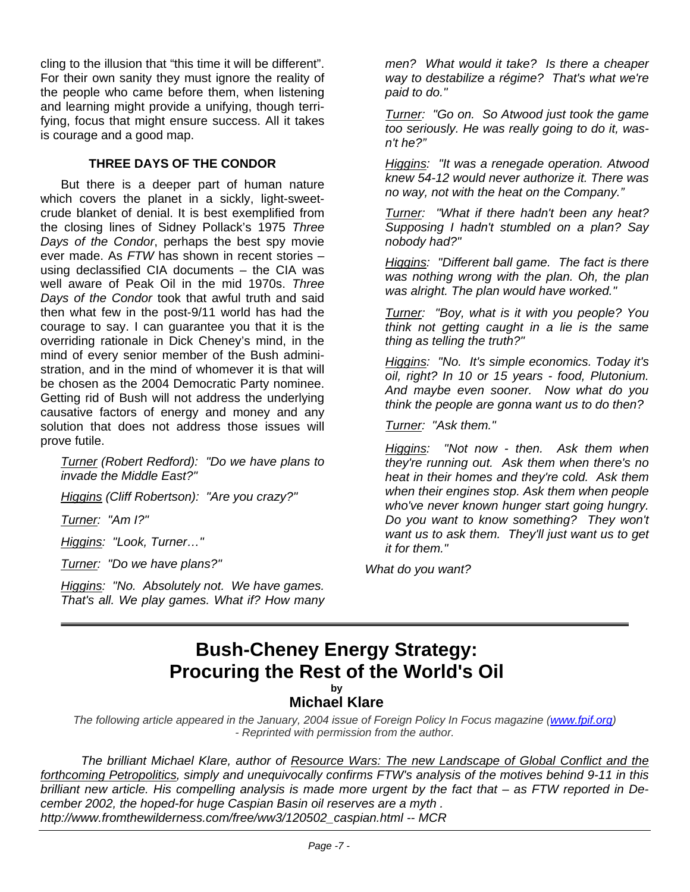cling to the illusion that "this time it will be different". For their own sanity they must ignore the reality of the people who came before them, when listening and learning might provide a unifying, though terrifying, focus that might ensure success. All it takes is courage and a good map.

### THREE DAYS OF THE CONDOR

But there is a deeper part of human nature which covers the planet in a sickly, light-sweet-crude blanket of denial. It is best exemplified from the closing lines of Sidney Pollack's 1975 *Three Days of the Condor*, perhaps the best spy movie ever made. As *FTW* has shown in recent stories – using declassified CIA documents – the CIA was well aware of Peak Oil in the mid 1970s. *Three Days of the Condor* took that awful truth and said then what few in the post-9/11 world has had the courage to say. I can guarantee you that it is the overriding rationale in Dick Cheney's mind, in the mind of every senior member of the Bush administration, and in the mind of whomever it is that will be chosen as the 2004 Democratic Party nominee. Getting rid of Bush will not address the underlying causative factors of energy and money and any solution that does not address those issues will prove futile.

*Turner (Robert Redford): "Do we have plans to invade the Middle East?"*

*Higgins (Cliff Robertson): "Are you crazy?"*

*Turner: "Am I?"*

*Higgins: "Look, Turner…"*

*Turner: "Do we have plans?"*

*Higgins: "No. Absolutely not. We have games. That's all. We play games. What if? How many men? What would it take? Is there a cheaper way to destabilize a régime? That's what we're paid to do."*

*Turner: "Go on. So Atwood just took the game too seriously. He was really going to do it, wasn't he?"*

*Higgins: "It was a renegade operation. Atwood knew 54-12 would never authorize it. There was no way, not with the heat on the Company."*

*Turner: "What if there hadn't been any heat? Supposing I hadn't stumbled on a plan? Say nobody had?"*

*Higgins: "Different ball game. The fact is there was nothing wrong with the plan. Oh, the plan was alright. The plan would have worked."*

*Turner: "Boy, what is it with you people? You think not getting caught in a lie is the same thing as telling the truth?"*

*Higgins: "No. It's simple economics. Today it's oil, right? In 10 or 15 years - food, Plutonium. And maybe even sooner. Now what do you think the people are gonna want us to do then?*

*Turner: "Ask them."*

*Higgins: "Not now - then. Ask them when they're running out. Ask them when there's no heat in their homes and they're cold. Ask them when their engines stop. Ask them when people who've never known hunger start going hungry. Do you want to know something? They won't want us to ask them. They'll just want us to get it for them."*

*What do you want?*

---

# Bush-Cheney Energy Strategy: Procuring the Rest of the World's Oil

by

## Michael Klare

*The following article appeared in the January, 2004 issue of Foreign Policy In Focus magazine (www.fpif.org) - Reprinted with permission from the author.*

*The brilliant Michael Klare, author of Resource Wars: The new Landscape of Global Conflict and the forthcoming Petropolitics, simply and unequivocally confirms FTW's analysis of the motives behind 9-11 in this brilliant new article. His compelling analysis is made more urgent by the fact that – as FTW reported in December 2002, the hoped-for huge Caspian Basin oil reserves are a myth . http://www.fromthewilderness.com/free/ww3/120502_caspian.html -- MCR*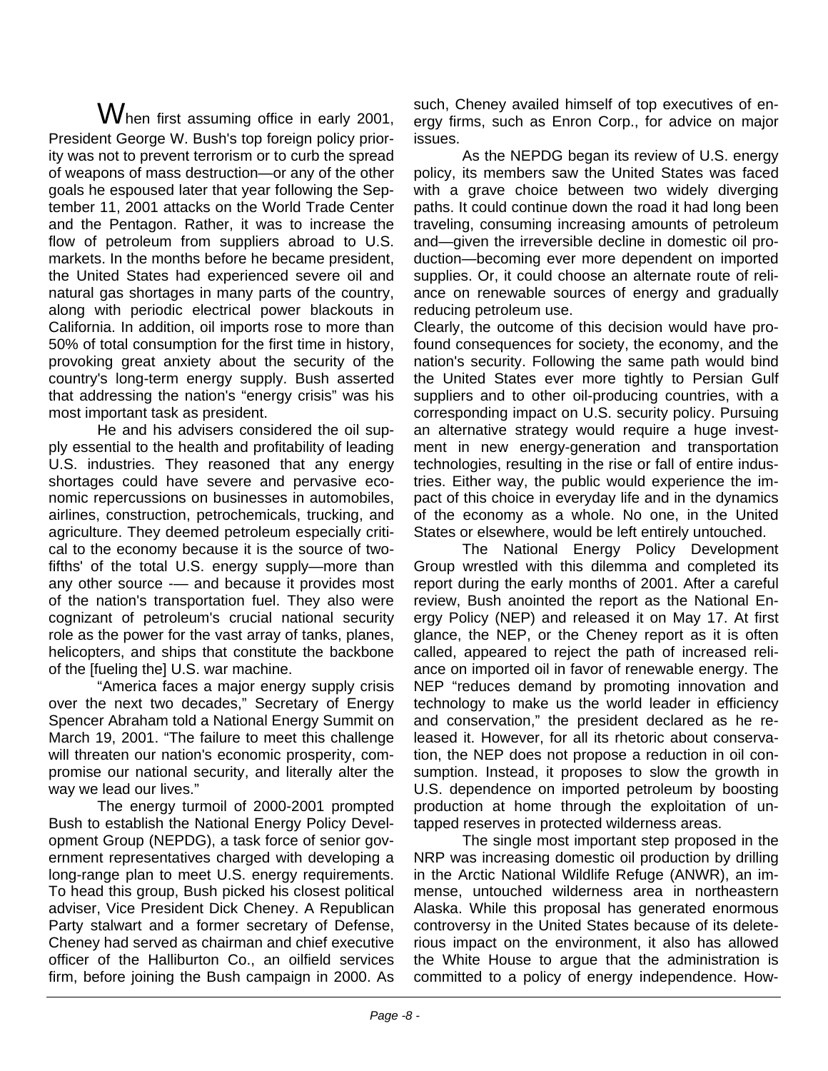When first assuming office in early 2001, President George W. Bush's top foreign policy priority was not to prevent terrorism or to curb the spread of weapons of mass destruction—or any of the other goals he espoused later that year following the September 11, 2001 attacks on the World Trade Center and the Pentagon. Rather, it was to increase the flow of petroleum from suppliers abroad to U.S. markets. In the months before he became president, the United States had experienced severe oil and natural gas shortages in many parts of the country, along with periodic electrical power blackouts in California. In addition, oil imports rose to more than 50% of total consumption for the first time in history, provoking great anxiety about the security of the country's long-term energy supply. Bush asserted that addressing the nation's "energy crisis" was his most important task as president.

He and his advisers considered the oil supply essential to the health and profitability of leading U.S. industries. They reasoned that any energy shortages could have severe and pervasive economic repercussions on businesses in automobiles, airlines, construction, petrochemicals, trucking, and agriculture. They deemed petroleum especially critical to the economy because it is the source of two-fifths' of the total U.S. energy supply—more than any other source -— and because it provides most of the nation's transportation fuel. They also were cognizant of petroleum's crucial national security role as the power for the vast array of tanks, planes, helicopters, and ships that constitute the backbone of the [fueling the] U.S. war machine.

"America faces a major energy supply crisis over the next two decades," Secretary of Energy Spencer Abraham told a National Energy Summit on March 19, 2001. "The failure to meet this challenge will threaten our nation's economic prosperity, compromise our national security, and literally alter the way we lead our lives."

The energy turmoil of 2000-2001 prompted Bush to establish the National Energy Policy Development Group (NEPDG), a task force of senior government representatives charged with developing a long-range plan to meet U.S. energy requirements. To head this group, Bush picked his closest political adviser, Vice President Dick Cheney. A Republican Party stalwart and a former secretary of Defense, Cheney had served as chairman and chief executive officer of the Halliburton Co., an oilfield services firm, before joining the Bush campaign in 2000. As such, Cheney availed himself of top executives of energy firms, such as Enron Corp., for advice on major issues.

As the NEPDG began its review of U.S. energy policy, its members saw the United States was faced with a grave choice between two widely diverging paths. It could continue down the road it had long been traveling, consuming increasing amounts of petroleum and—given the irreversible decline in domestic oil production—becoming ever more dependent on imported supplies. Or, it could choose an alternate route of reliance on renewable sources of energy and gradually reducing petroleum use.

Clearly, the outcome of this decision would have profound consequences for society, the economy, and the nation's security. Following the same path would bind the United States ever more tightly to Persian Gulf suppliers and to other oil-producing countries, with a corresponding impact on U.S. security policy. Pursuing an alternative strategy would require a huge investment in new energy-generation and transportation technologies, resulting in the rise or fall of entire industries. Either way, the public would experience the impact of this choice in everyday life and in the dynamics of the economy as a whole. No one, in the United States or elsewhere, would be left entirely untouched.

The National Energy Policy Development Group wrestled with this dilemma and completed its report during the early months of 2001. After a careful review, Bush anointed the report as the National Energy Policy (NEP) and released it on May 17. At first glance, the NEP, or the Cheney report as it is often called, appeared to reject the path of increased reliance on imported oil in favor of renewable energy. The NEP "reduces demand by promoting innovation and technology to make us the world leader in efficiency and conservation," the president declared as he released it. However, for all its rhetoric about conservation, the NEP does not propose a reduction in oil consumption. Instead, it proposes to slow the growth in U.S. dependence on imported petroleum by boosting production at home through the exploitation of untapped reserves in protected wilderness areas.

The single most important step proposed in the NRP was increasing domestic oil production by drilling in the Arctic National Wildlife Refuge (ANWR), an immense, untouched wilderness area in northeastern Alaska. While this proposal has generated enormous controversy in the United States because of its deleterious impact on the environment, it also has allowed the White House to argue that the administration is committed to a policy of energy independence. How-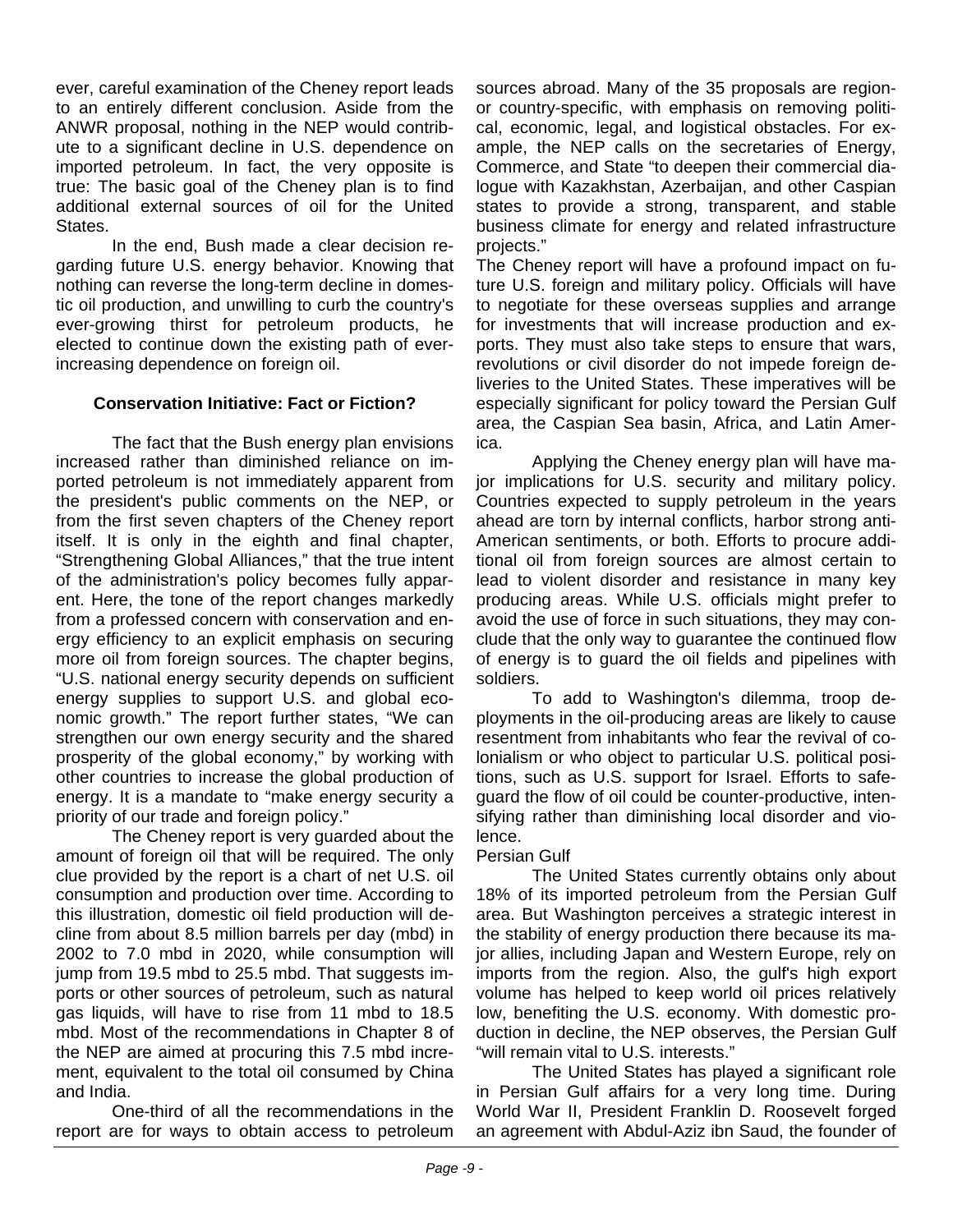ever, careful examination of the Cheney report leads to an entirely different conclusion. Aside from the ANWR proposal, nothing in the NEP would contribute to a significant decline in U.S. dependence on imported petroleum. In fact, the very opposite is true: The basic goal of the Cheney plan is to find additional external sources of oil for the United States.

In the end, Bush made a clear decision regarding future U.S. energy behavior. Knowing that nothing can reverse the long-term decline in domestic oil production, and unwilling to curb the country's ever-growing thirst for petroleum products, he elected to continue down the existing path of ever-increasing dependence on foreign oil.

### Conservation Initiative: Fact or Fiction?

The fact that the Bush energy plan envisions increased rather than diminished reliance on imported petroleum is not immediately apparent from the president's public comments on the NEP, or from the first seven chapters of the Cheney report itself. It is only in the eighth and final chapter, "Strengthening Global Alliances," that the true intent of the administration's policy becomes fully apparent. Here, the tone of the report changes markedly from a professed concern with conservation and energy efficiency to an explicit emphasis on securing more oil from foreign sources. The chapter begins, "U.S. national energy security depends on sufficient energy supplies to support U.S. and global economic growth." The report further states, "We can strengthen our own energy security and the shared prosperity of the global economy," by working with other countries to increase the global production of energy. It is a mandate to "make energy security a priority of our trade and foreign policy."

The Cheney report is very guarded about the amount of foreign oil that will be required. The only clue provided by the report is a chart of net U.S. oil consumption and production over time. According to this illustration, domestic oil field production will decline from about 8.5 million barrels per day (mbd) in 2002 to 7.0 mbd in 2020, while consumption will jump from 19.5 mbd to 25.5 mbd. That suggests imports or other sources of petroleum, such as natural gas liquids, will have to rise from 11 mbd to 18.5 mbd. Most of the recommendations in Chapter 8 of the NEP are aimed at procuring this 7.5 mbd increment, equivalent to the total oil consumed by China and India.

One-third of all the recommendations in the report are for ways to obtain access to petroleum sources abroad. Many of the 35 proposals are region- or country-specific, with emphasis on removing political, economic, legal, and logistical obstacles. For example, the NEP calls on the secretaries of Energy, Commerce, and State "to deepen their commercial dialogue with Kazakhstan, Azerbaijan, and other Caspian states to provide a strong, transparent, and stable business climate for energy and related infrastructure projects."

The Cheney report will have a profound impact on future U.S. foreign and military policy. Officials will have to negotiate for these overseas supplies and arrange for investments that will increase production and exports. They must also take steps to ensure that wars, revolutions or civil disorder do not impede foreign deliveries to the United States. These imperatives will be especially significant for policy toward the Persian Gulf area, the Caspian Sea basin, Africa, and Latin America.

Applying the Cheney energy plan will have major implications for U.S. security and military policy. Countries expected to supply petroleum in the years ahead are torn by internal conflicts, harbor strong anti-American sentiments, or both. Efforts to procure additional oil from foreign sources are almost certain to lead to violent disorder and resistance in many key producing areas. While U.S. officials might prefer to avoid the use of force in such situations, they may conclude that the only way to guarantee the continued flow of energy is to guard the oil fields and pipelines with soldiers.

To add to Washington's dilemma, troop deployments in the oil-producing areas are likely to cause resentment from inhabitants who fear the revival of colonialism or who object to particular U.S. political positions, such as U.S. support for Israel. Efforts to safeguard the flow of oil could be counter-productive, intensifying rather than diminishing local disorder and violence.

Persian Gulf

The United States currently obtains only about 18% of its imported petroleum from the Persian Gulf area. But Washington perceives a strategic interest in the stability of energy production there because its major allies, including Japan and Western Europe, rely on imports from the region. Also, the gulf's high export volume has helped to keep world oil prices relatively low, benefiting the U.S. economy. With domestic production in decline, the NEP observes, the Persian Gulf "will remain vital to U.S. interests."

The United States has played a significant role in Persian Gulf affairs for a very long time. During World War II, President Franklin D. Roosevelt forged an agreement with Abdul-Aziz ibn Saud, the founder of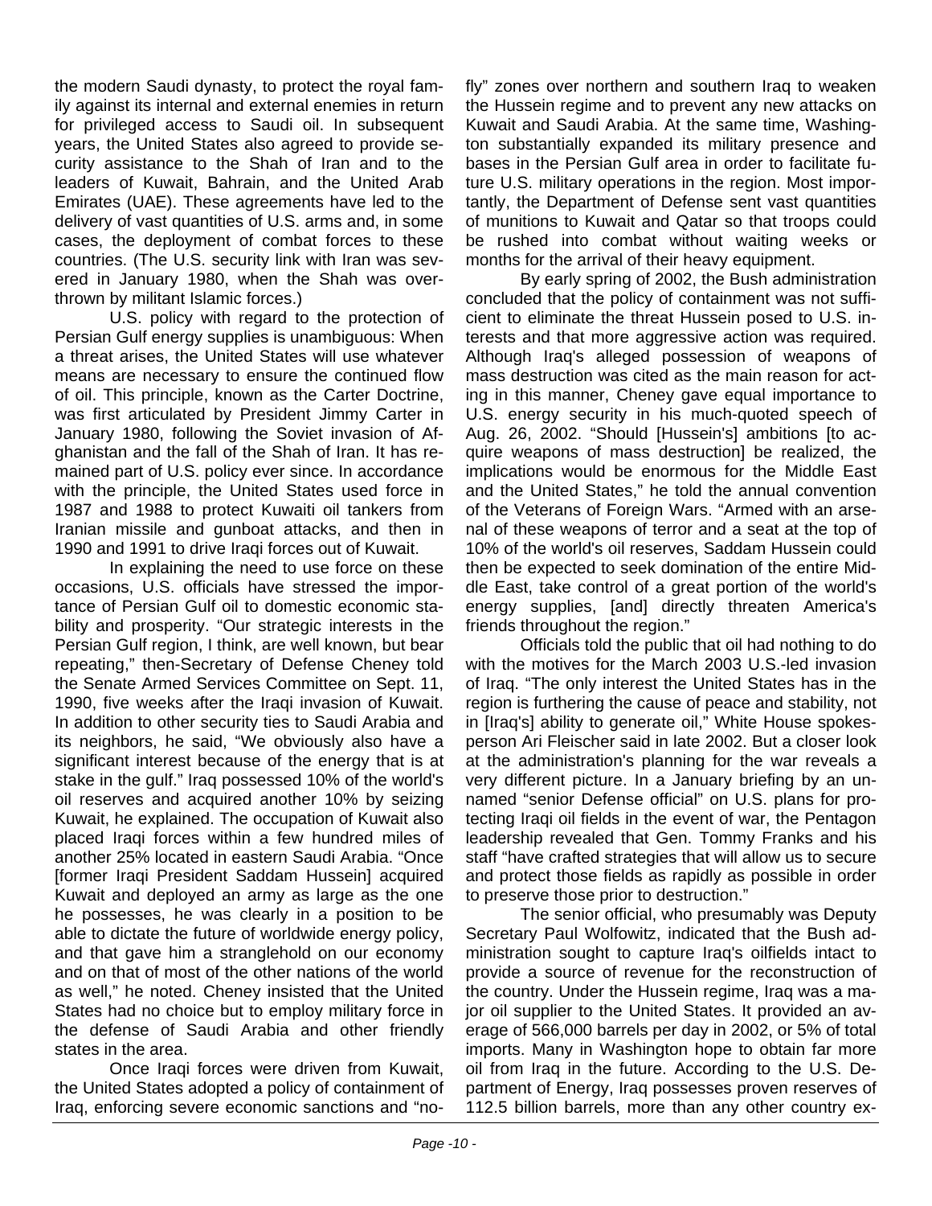the modern Saudi dynasty, to protect the royal family against its internal and external enemies in return for privileged access to Saudi oil. In subsequent years, the United States also agreed to provide security assistance to the Shah of Iran and to the leaders of Kuwait, Bahrain, and the United Arab Emirates (UAE). These agreements have led to the delivery of vast quantities of U.S. arms and, in some cases, the deployment of combat forces to these countries. (The U.S. security link with Iran was severed in January 1980, when the Shah was overthrown by militant Islamic forces.)

U.S. policy with regard to the protection of Persian Gulf energy supplies is unambiguous: When a threat arises, the United States will use whatever means are necessary to ensure the continued flow of oil. This principle, known as the Carter Doctrine, was first articulated by President Jimmy Carter in January 1980, following the Soviet invasion of Afghanistan and the fall of the Shah of Iran. It has remained part of U.S. policy ever since. In accordance with the principle, the United States used force in 1987 and 1988 to protect Kuwaiti oil tankers from Iranian missile and gunboat attacks, and then in 1990 and 1991 to drive Iraqi forces out of Kuwait.

In explaining the need to use force on these occasions, U.S. officials have stressed the importance of Persian Gulf oil to domestic economic stability and prosperity. "Our strategic interests in the Persian Gulf region, I think, are well known, but bear repeating," then-Secretary of Defense Cheney told the Senate Armed Services Committee on Sept. 11, 1990, five weeks after the Iraqi invasion of Kuwait. In addition to other security ties to Saudi Arabia and its neighbors, he said, "We obviously also have a significant interest because of the energy that is at stake in the gulf." Iraq possessed 10% of the world's oil reserves and acquired another 10% by seizing Kuwait, he explained. The occupation of Kuwait also placed Iraqi forces within a few hundred miles of another 25% located in eastern Saudi Arabia. "Once [former Iraqi President Saddam Hussein] acquired Kuwait and deployed an army as large as the one he possesses, he was clearly in a position to be able to dictate the future of worldwide energy policy, and that gave him a stranglehold on our economy and on that of most of the other nations of the world as well," he noted. Cheney insisted that the United States had no choice but to employ military force in the defense of Saudi Arabia and other friendly states in the area.

Once Iraqi forces were driven from Kuwait, the United States adopted a policy of containment of Iraq, enforcing severe economic sanctions and "no-fly" zones over northern and southern Iraq to weaken the Hussein regime and to prevent any new attacks on Kuwait and Saudi Arabia. At the same time, Washington substantially expanded its military presence and bases in the Persian Gulf area in order to facilitate future U.S. military operations in the region. Most importantly, the Department of Defense sent vast quantities of munitions to Kuwait and Qatar so that troops could be rushed into combat without waiting weeks or months for the arrival of their heavy equipment.

By early spring of 2002, the Bush administration concluded that the policy of containment was not sufficient to eliminate the threat Hussein posed to U.S. interests and that more aggressive action was required. Although Iraq's alleged possession of weapons of mass destruction was cited as the main reason for acting in this manner, Cheney gave equal importance to U.S. energy security in his much-quoted speech of Aug. 26, 2002. "Should [Hussein's] ambitions [to acquire weapons of mass destruction] be realized, the implications would be enormous for the Middle East and the United States," he told the annual convention of the Veterans of Foreign Wars. "Armed with an arsenal of these weapons of terror and a seat at the top of 10% of the world's oil reserves, Saddam Hussein could then be expected to seek domination of the entire Middle East, take control of a great portion of the world's energy supplies, [and] directly threaten America's friends throughout the region."

Officials told the public that oil had nothing to do with the motives for the March 2003 U.S.-led invasion of Iraq. "The only interest the United States has in the region is furthering the cause of peace and stability, not in [Iraq's] ability to generate oil," White House spokesperson Ari Fleischer said in late 2002. But a closer look at the administration's planning for the war reveals a very different picture. In a January briefing by an unnamed "senior Defense official" on U.S. plans for protecting Iraqi oil fields in the event of war, the Pentagon leadership revealed that Gen. Tommy Franks and his staff "have crafted strategies that will allow us to secure and protect those fields as rapidly as possible in order to preserve those prior to destruction."

The senior official, who presumably was Deputy Secretary Paul Wolfowitz, indicated that the Bush administration sought to capture Iraq's oilfields intact to provide a source of revenue for the reconstruction of the country. Under the Hussein regime, Iraq was a major oil supplier to the United States. It provided an average of 566,000 barrels per day in 2002, or 5% of total imports. Many in Washington hope to obtain far more oil from Iraq in the future. According to the U.S. Department of Energy, Iraq possesses proven reserves of 112.5 billion barrels, more than any other country ex-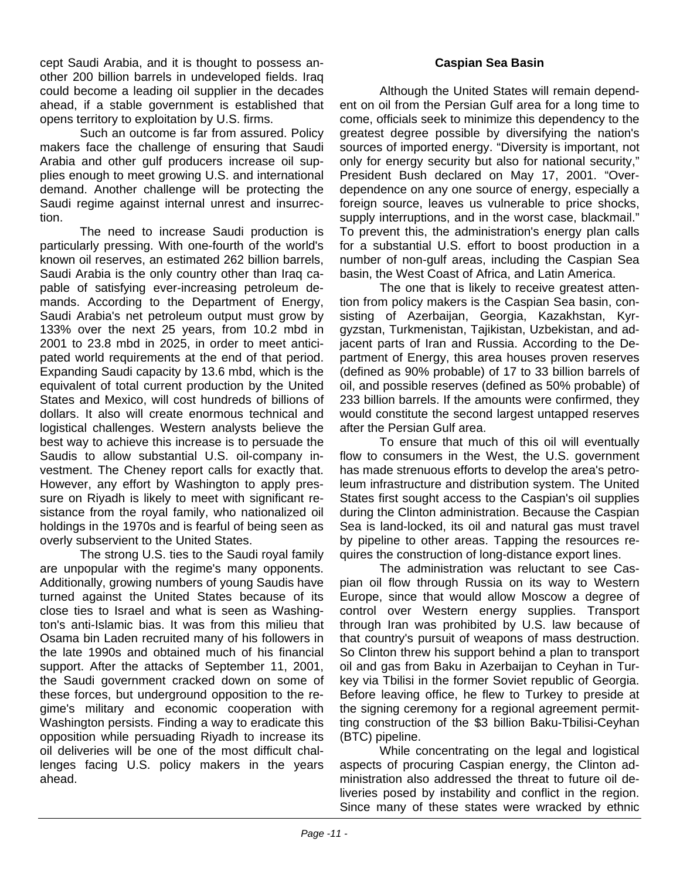cept Saudi Arabia, and it is thought to possess another 200 billion barrels in undeveloped fields. Iraq could become a leading oil supplier in the decades ahead, if a stable government is established that opens territory to exploitation by U.S. firms.

Such an outcome is far from assured. Policy makers face the challenge of ensuring that Saudi Arabia and other gulf producers increase oil supplies enough to meet growing U.S. and international demand. Another challenge will be protecting the Saudi regime against internal unrest and insurrection.

The need to increase Saudi production is particularly pressing. With one-fourth of the world's known oil reserves, an estimated 262 billion barrels, Saudi Arabia is the only country other than Iraq capable of satisfying ever-increasing petroleum demands. According to the Department of Energy, Saudi Arabia's net petroleum output must grow by 133% over the next 25 years, from 10.2 mbd in 2001 to 23.8 mbd in 2025, in order to meet anticipated world requirements at the end of that period. Expanding Saudi capacity by 13.6 mbd, which is the equivalent of total current production by the United States and Mexico, will cost hundreds of billions of dollars. It also will create enormous technical and logistical challenges. Western analysts believe the best way to achieve this increase is to persuade the Saudis to allow substantial U.S. oil-company investment. The Cheney report calls for exactly that. However, any effort by Washington to apply pressure on Riyadh is likely to meet with significant resistance from the royal family, who nationalized oil holdings in the 1970s and is fearful of being seen as overly subservient to the United States.

The strong U.S. ties to the Saudi royal family are unpopular with the regime's many opponents. Additionally, growing numbers of young Saudis have turned against the United States because of its close ties to Israel and what is seen as Washington's anti-Islamic bias. It was from this milieu that Osama bin Laden recruited many of his followers in the late 1990s and obtained much of his financial support. After the attacks of September 11, 2001, the Saudi government cracked down on some of these forces, but underground opposition to the regime's military and economic cooperation with Washington persists. Finding a way to eradicate this opposition while persuading Riyadh to increase its oil deliveries will be one of the most difficult challenges facing U.S. policy makers in the years ahead.

## Caspian Sea Basin

Although the United States will remain dependent on oil from the Persian Gulf area for a long time to come, officials seek to minimize this dependency to the greatest degree possible by diversifying the nation's sources of imported energy. “Diversity is important, not only for energy security but also for national security,” President Bush declared on May 17, 2001. “Overdependence on any one source of energy, especially a foreign source, leaves us vulnerable to price shocks, supply interruptions, and in the worst case, blackmail.” To prevent this, the administration's energy plan calls for a substantial U.S. effort to boost production in a number of non-gulf areas, including the Caspian Sea basin, the West Coast of Africa, and Latin America.

The one that is likely to receive greatest attention from policy makers is the Caspian Sea basin, consisting of Azerbaijan, Georgia, Kazakhstan, Kyrgyzstan, Turkmenistan, Tajikistan, Uzbekistan, and adjacent parts of Iran and Russia. According to the Department of Energy, this area houses proven reserves (defined as 90% probable) of 17 to 33 billion barrels of oil, and possible reserves (defined as 50% probable) of 233 billion barrels. If the amounts were confirmed, they would constitute the second largest untapped reserves after the Persian Gulf area.

To ensure that much of this oil will eventually flow to consumers in the West, the U.S. government has made strenuous efforts to develop the area's petroleum infrastructure and distribution system. The United States first sought access to the Caspian's oil supplies during the Clinton administration. Because the Caspian Sea is land-locked, its oil and natural gas must travel by pipeline to other areas. Tapping the resources requires the construction of long-distance export lines.

The administration was reluctant to see Caspian oil flow through Russia on its way to Western Europe, since that would allow Moscow a degree of control over Western energy supplies. Transport through Iran was prohibited by U.S. law because of that country's pursuit of weapons of mass destruction. So Clinton threw his support behind a plan to transport oil and gas from Baku in Azerbaijan to Ceyhan in Turkey via Tbilisi in the former Soviet republic of Georgia. Before leaving office, he flew to Turkey to preside at the signing ceremony for a regional agreement permitting construction of the $3 billion Baku-Tbilisi-Ceyhan (BTC) pipeline.

While concentrating on the legal and logistical aspects of procuring Caspian energy, the Clinton administration also addressed the threat to future oil deliveries posed by instability and conflict in the region. Since many of these states were wracked by ethnic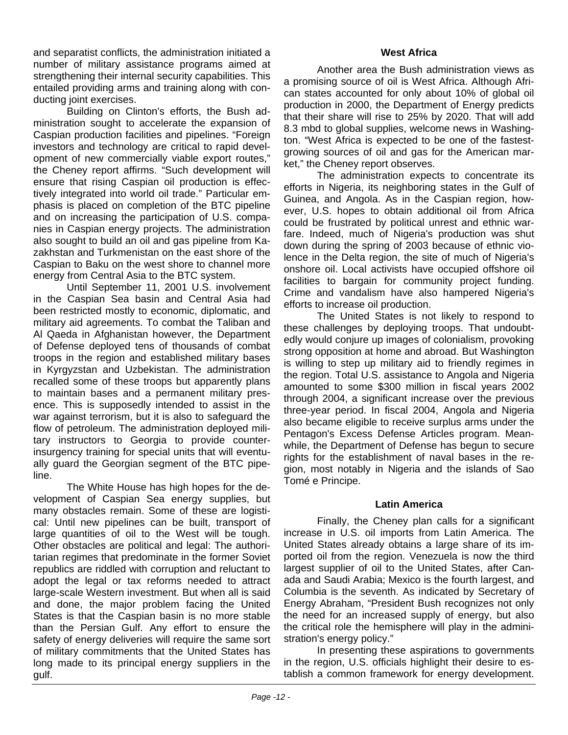and separatist conflicts, the administration initiated a number of military assistance programs aimed at strengthening their internal security capabilities. This entailed providing arms and training along with conducting joint exercises.

Building on Clinton's efforts, the Bush administration sought to accelerate the expansion of Caspian production facilities and pipelines. "Foreign investors and technology are critical to rapid development of new commercially viable export routes," the Cheney report affirms. "Such development will ensure that rising Caspian oil production is effectively integrated into world oil trade." Particular emphasis is placed on completion of the BTC pipeline and on increasing the participation of U.S. companies in Caspian energy projects. The administration also sought to build an oil and gas pipeline from Kazakhstan and Turkmenistan on the east shore of the Caspian to Baku on the west shore to channel more energy from Central Asia to the BTC system.

Until September 11, 2001 U.S. involvement in the Caspian Sea basin and Central Asia had been restricted mostly to economic, diplomatic, and military aid agreements. To combat the Taliban and Al Qaeda in Afghanistan however, the Department of Defense deployed tens of thousands of combat troops in the region and established military bases in Kyrgyzstan and Uzbekistan. The administration recalled some of these troops but apparently plans to maintain bases and a permanent military presence. This is supposedly intended to assist in the war against terrorism, but it is also to safeguard the flow of petroleum. The administration deployed military instructors to Georgia to provide counterinsurgency training for special units that will eventually guard the Georgian segment of the BTC pipeline.

The White House has high hopes for the development of Caspian Sea energy supplies, but many obstacles remain. Some of these are logistical: Until new pipelines can be built, transport of large quantities of oil to the West will be tough. Other obstacles are political and legal: The authoritarian regimes that predominate in the former Soviet republics are riddled with corruption and reluctant to adopt the legal or tax reforms needed to attract large-scale Western investment. But when all is said and done, the major problem facing the United States is that the Caspian basin is no more stable than the Persian Gulf. Any effort to ensure the safety of energy deliveries will require the same sort of military commitments that the United States has long made to its principal energy suppliers in the gulf.

### West Africa

Another area the Bush administration views as a promising source of oil is West Africa. Although African states accounted for only about 10% of global oil production in 2000, the Department of Energy predicts that their share will rise to 25% by 2020. That will add 8.3 mbd to global supplies, welcome news in Washington. "West Africa is expected to be one of the fastest-growing sources of oil and gas for the American market," the Cheney report observes.

The administration expects to concentrate its efforts in Nigeria, its neighboring states in the Gulf of Guinea, and Angola. As in the Caspian region, however, U.S. hopes to obtain additional oil from Africa could be frustrated by political unrest and ethnic warfare. Indeed, much of Nigeria's production was shut down during the spring of 2003 because of ethnic violence in the Delta region, the site of much of Nigeria's onshore oil. Local activists have occupied offshore oil facilities to bargain for community project funding. Crime and vandalism have also hampered Nigeria's efforts to increase oil production.

The United States is not likely to respond to these challenges by deploying troops. That undoubtedly would conjure up images of colonialism, provoking strong opposition at home and abroad. But Washington is willing to step up military aid to friendly regimes in the region. Total U.S. assistance to Angola and Nigeria amounted to some $300 million in fiscal years 2002 through 2004, a significant increase over the previous three-year period. In fiscal 2004, Angola and Nigeria also became eligible to receive surplus arms under the Pentagon's Excess Defense Articles program. Meanwhile, the Department of Defense has begun to secure rights for the establishment of naval bases in the region, most notably in Nigeria and the islands of Sao Tomé e Principe.

### Latin America

Finally, the Cheney plan calls for a significant increase in U.S. oil imports from Latin America. The United States already obtains a large share of its imported oil from the region. Venezuela is now the third largest supplier of oil to the United States, after Canada and Saudi Arabia; Mexico is the fourth largest, and Columbia is the seventh. As indicated by Secretary of Energy Abraham, "President Bush recognizes not only the need for an increased supply of energy, but also the critical role the hemisphere will play in the administration's energy policy."

In presenting these aspirations to governments in the region, U.S. officials highlight their desire to establish a common framework for energy development.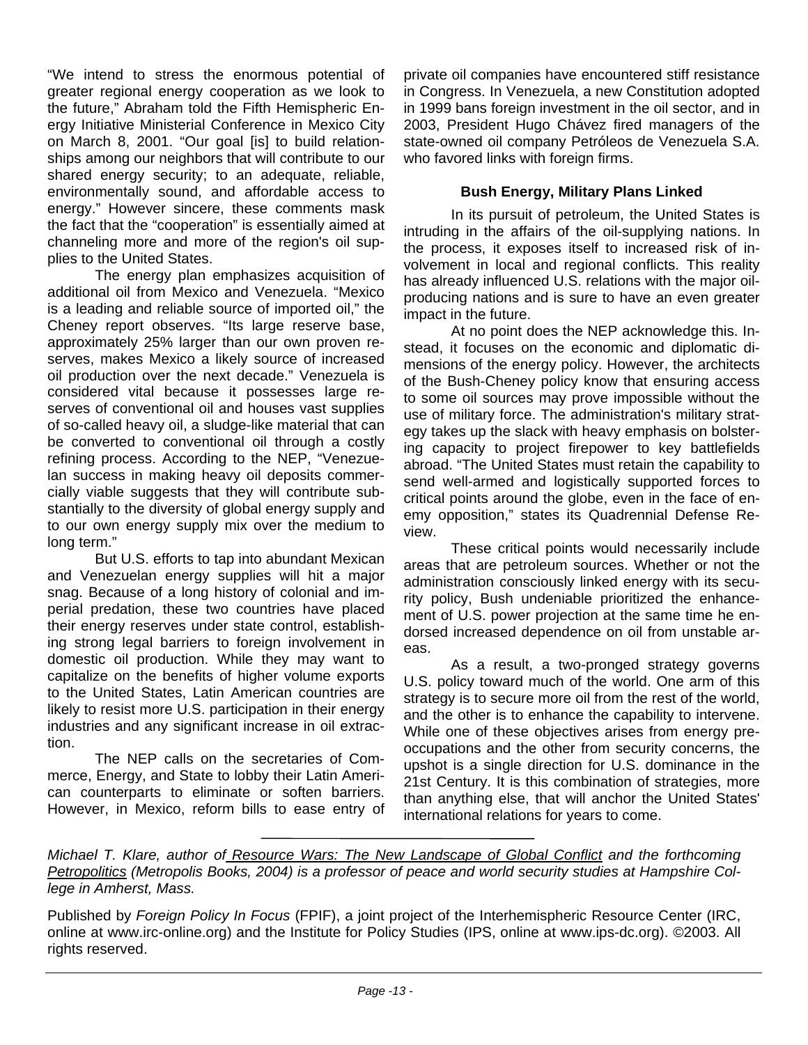"We intend to stress the enormous potential of greater regional energy cooperation as we look to the future," Abraham told the Fifth Hemispheric Energy Initiative Ministerial Conference in Mexico City on March 8, 2001. "Our goal [is] to build relationships among our neighbors that will contribute to our shared energy security; to an adequate, reliable, environmentally sound, and affordable access to energy." However sincere, these comments mask the fact that the "cooperation" is essentially aimed at channeling more and more of the region's oil supplies to the United States.

The energy plan emphasizes acquisition of additional oil from Mexico and Venezuela. "Mexico is a leading and reliable source of imported oil," the Cheney report observes. "Its large reserve base, approximately 25% larger than our own proven reserves, makes Mexico a likely source of increased oil production over the next decade." Venezuela is considered vital because it possesses large reserves of conventional oil and houses vast supplies of so-called heavy oil, a sludge-like material that can be converted to conventional oil through a costly refining process. According to the NEP, "Venezuelan success in making heavy oil deposits commercially viable suggests that they will contribute substantially to the diversity of global energy supply and to our own energy supply mix over the medium to long term."

But U.S. efforts to tap into abundant Mexican and Venezuelan energy supplies will hit a major snag. Because of a long history of colonial and imperial predation, these two countries have placed their energy reserves under state control, establishing strong legal barriers to foreign involvement in domestic oil production. While they may want to capitalize on the benefits of higher volume exports to the United States, Latin American countries are likely to resist more U.S. participation in their energy industries and any significant increase in oil extraction.

The NEP calls on the secretaries of Commerce, Energy, and State to lobby their Latin American counterparts to eliminate or soften barriers. However, in Mexico, reform bills to ease entry of private oil companies have encountered stiff resistance in Congress. In Venezuela, a new Constitution adopted in 1999 bans foreign investment in the oil sector, and in 2003, President Hugo Chávez fired managers of the state-owned oil company Petróleos de Venezuela S.A. who favored links with foreign firms.

### Bush Energy, Military Plans Linked

In its pursuit of petroleum, the United States is intruding in the affairs of the oil-supplying nations. In the process, it exposes itself to increased risk of involvement in local and regional conflicts. This reality has already influenced U.S. relations with the major oil-producing nations and is sure to have an even greater impact in the future.

At no point does the NEP acknowledge this. Instead, it focuses on the economic and diplomatic dimensions of the energy policy. However, the architects of the Bush-Cheney policy know that ensuring access to some oil sources may prove impossible without the use of military force. The administration's military strategy takes up the slack with heavy emphasis on bolstering capacity to project firepower to key battlefields abroad. "The United States must retain the capability to send well-armed and logistically supported forces to critical points around the globe, even in the face of enemy opposition," states its Quadrennial Defense Review.

These critical points would necessarily include areas that are petroleum sources. Whether or not the administration consciously linked energy with its security policy, Bush undeniable prioritized the enhancement of U.S. power projection at the same time he endorsed increased dependence on oil from unstable areas.

As a result, a two-pronged strategy governs U.S. policy toward much of the world. One arm of this strategy is to secure more oil from the rest of the world, and the other is to enhance the capability to intervene. While one of these objectives arises from energy preoccupations and the other from security concerns, the upshot is a single direction for U.S. dominance in the 21st Century. It is this combination of strategies, more than anything else, that will anchor the United States' international relations for years to come.

---

*Michael T. Klare, author of Resource Wars: The New Landscape of Global Conflict and the forthcoming Petropolitics (Metropolis Books, 2004) is a professor of peace and world security studies at Hampshire College in Amherst, Mass.*

Published by *Foreign Policy In Focus* (FPIF), a joint project of the Interhemispheric Resource Center (IRC, online at www.irc-online.org) and the Institute for Policy Studies (IPS, online at www.ips-dc.org). ©2003. All rights reserved.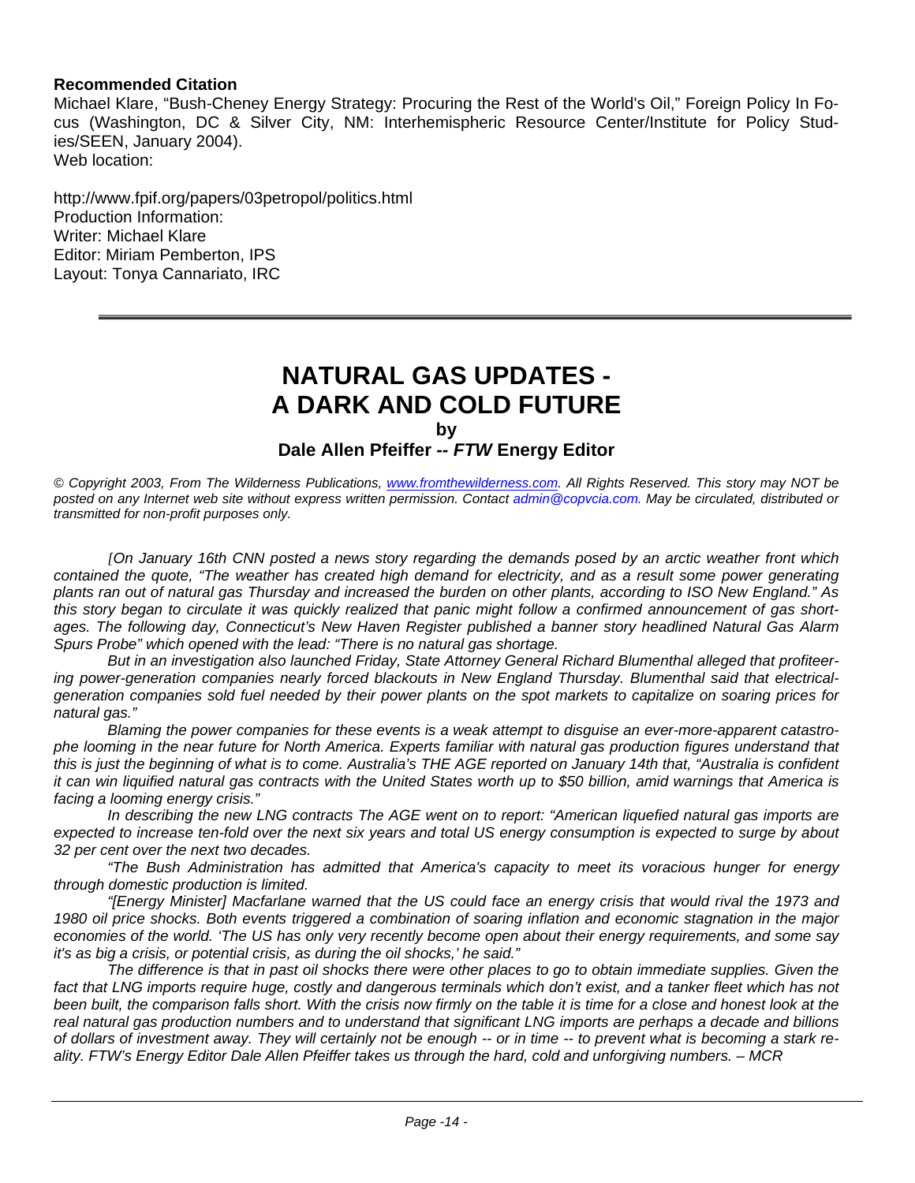**Recommended Citation**

Michael Klare, "Bush-Cheney Energy Strategy: Procuring the Rest of the World's Oil," Foreign Policy In Focus (Washington, DC & Silver City, NM: Interhemispheric Resource Center/Institute for Policy Studies/SEEN, January 2004).
Web location:

http://www.fpif.org/papers/03petropol/politics.html
Production Information:
Writer: Michael Klare
Editor: Miriam Pemberton, IPS
Layout: Tonya Cannariato, IRC

---

# NATURAL GAS UPDATES - A DARK AND COLD FUTURE

**by**

**Dale Allen Pfeiffer -- *FTW* Energy Editor**

*© Copyright 2003, From The Wilderness Publications, www.fromthewilderness.com. All Rights Reserved. This story may NOT be posted on any Internet web site without express written permission. Contact admin@copvcia.com. May be circulated, distributed or transmitted for non-profit purposes only.*

*[On January 16th CNN posted a news story regarding the demands posed by an arctic weather front which contained the quote, "The weather has created high demand for electricity, and as a result some power generating plants ran out of natural gas Thursday and increased the burden on other plants, according to ISO New England." As this story began to circulate it was quickly realized that panic might follow a confirmed announcement of gas shortages. The following day, Connecticut's New Haven Register published a banner story headlined Natural Gas Alarm Spurs Probe" which opened with the lead: "There is no natural gas shortage.*

*But in an investigation also launched Friday, State Attorney General Richard Blumenthal alleged that profiteering power-generation companies nearly forced blackouts in New England Thursday. Blumenthal said that electrical-generation companies sold fuel needed by their power plants on the spot markets to capitalize on soaring prices for natural gas."*

*Blaming the power companies for these events is a weak attempt to disguise an ever-more-apparent catastrophe looming in the near future for North America. Experts familiar with natural gas production figures understand that this is just the beginning of what is to come. Australia's THE AGE reported on January 14th that, "Australia is confident it can win liquified natural gas contracts with the United States worth up to $50 billion, amid warnings that America is facing a looming energy crisis."*

*In describing the new LNG contracts The AGE went on to report: "American liquefied natural gas imports are expected to increase ten-fold over the next six years and total US energy consumption is expected to surge by about 32 per cent over the next two decades.*

*"The Bush Administration has admitted that America's capacity to meet its voracious hunger for energy through domestic production is limited.*

*"[Energy Minister] Macfarlane warned that the US could face an energy crisis that would rival the 1973 and 1980 oil price shocks. Both events triggered a combination of soaring inflation and economic stagnation in the major economies of the world. 'The US has only very recently become open about their energy requirements, and some say it's as big a crisis, or potential crisis, as during the oil shocks,' he said."*

*The difference is that in past oil shocks there were other places to go to obtain immediate supplies. Given the fact that LNG imports require huge, costly and dangerous terminals which don't exist, and a tanker fleet which has not been built, the comparison falls short. With the crisis now firmly on the table it is time for a close and honest look at the real natural gas production numbers and to understand that significant LNG imports are perhaps a decade and billions of dollars of investment away. They will certainly not be enough -- or in time -- to prevent what is becoming a stark reality. FTW's Energy Editor Dale Allen Pfeiffer takes us through the hard, cold and unforgiving numbers. – MCR*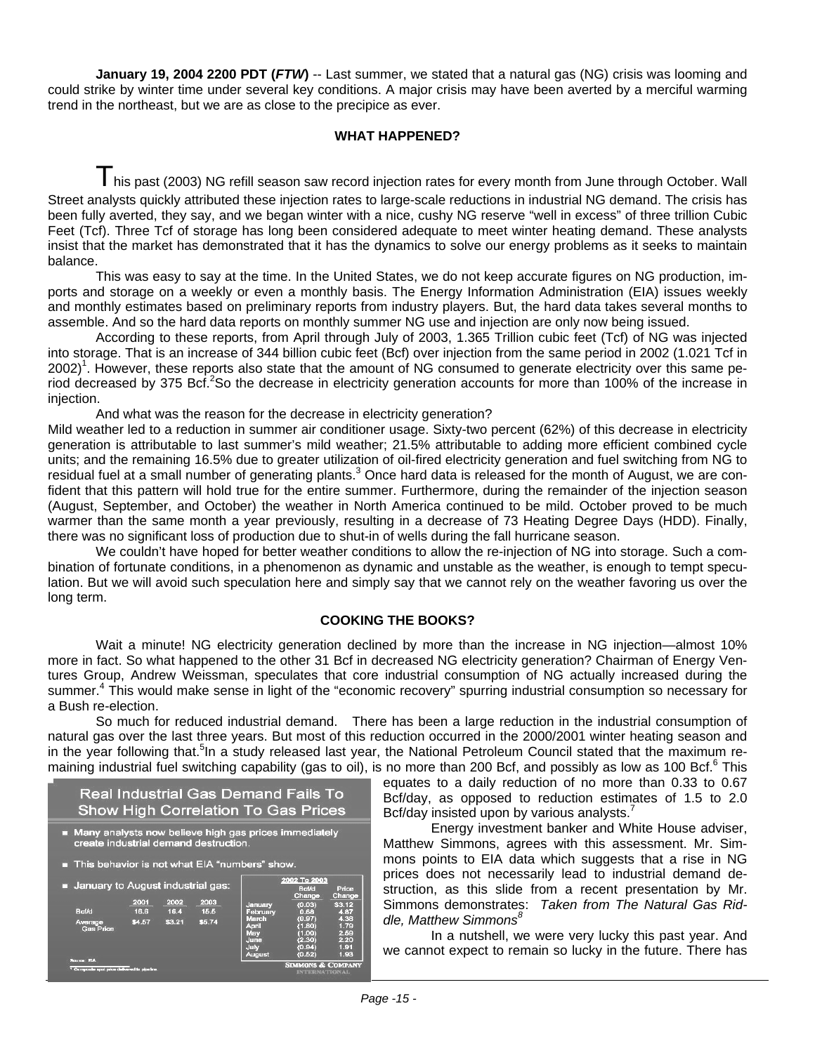**January 19, 2004 2200 PDT (*FTW*)** -- Last summer, we stated that a natural gas (NG) crisis was looming and could strike by winter time under several key conditions. A major crisis may have been averted by a merciful warming trend in the northeast, but we are as close to the precipice as ever.

### WHAT HAPPENED?

This past (2003) NG refill season saw record injection rates for every month from June through October. Wall Street analysts quickly attributed these injection rates to large-scale reductions in industrial NG demand. The crisis has been fully averted, they say, and we began winter with a nice, cushy NG reserve "well in excess" of three trillion Cubic Feet (Tcf). Three Tcf of storage has long been considered adequate to meet winter heating demand. These analysts insist that the market has demonstrated that it has the dynamics to solve our energy problems as it seeks to maintain balance.

This was easy to say at the time. In the United States, we do not keep accurate figures on NG production, imports and storage on a weekly or even a monthly basis. The Energy Information Administration (EIA) issues weekly and monthly estimates based on preliminary reports from industry players. But, the hard data takes several months to assemble. And so the hard data reports on monthly summer NG use and injection are only now being issued.

According to these reports, from April through July of 2003, 1.365 Trillion cubic feet (Tcf) of NG was injected into storage. That is an increase of 344 billion cubic feet (Bcf) over injection from the same period in 2002 (1.021 Tcf in 2002)[1]. However, these reports also state that the amount of NG consumed to generate electricity over this same period decreased by 375 Bcf.[2]So the decrease in electricity generation accounts for more than 100% of the increase in injection.

And what was the reason for the decrease in electricity generation?

Mild weather led to a reduction in summer air conditioner usage. Sixty-two percent (62%) of this decrease in electricity generation is attributable to last summer's mild weather; 21.5% attributable to adding more efficient combined cycle units; and the remaining 16.5% due to greater utilization of oil-fired electricity generation and fuel switching from NG to residual fuel at a small number of generating plants.[3] Once hard data is released for the month of August, we are confident that this pattern will hold true for the entire summer. Furthermore, during the remainder of the injection season (August, September, and October) the weather in North America continued to be mild. October proved to be much warmer than the same month a year previously, resulting in a decrease of 73 Heating Degree Days (HDD). Finally, there was no significant loss of production due to shut-in of wells during the fall hurricane season.

We couldn't have hoped for better weather conditions to allow the re-injection of NG into storage. Such a combination of fortunate conditions, in a phenomenon as dynamic and unstable as the weather, is enough to tempt speculation. But we will avoid such speculation here and simply say that we cannot rely on the weather favoring us over the long term.

### COOKING THE BOOKS?

Wait a minute! NG electricity generation declined by more than the increase in NG injection—almost 10% more in fact. So what happened to the other 31 Bcf in decreased NG electricity generation? Chairman of Energy Ventures Group, Andrew Weissman, speculates that core industrial consumption of NG actually increased during the summer.[4] This would make sense in light of the "economic recovery" spurring industrial consumption so necessary for a Bush re-election.

So much for reduced industrial demand. There has been a large reduction in the industrial consumption of natural gas over the last three years. But most of this reduction occurred in the 2000/2001 winter heating season and in the year following that.[5]In a study released last year, the National Petroleum Council stated that the maximum remaining industrial fuel switching capability (gas to oil), is no more than 200 Bcf, and possibly as low as 100 Bcf.[6] This equates to a daily reduction of no more than 0.33 to 0.67 Bcf/day, as opposed to reduction estimates of 1.5 to 2.0 Bcf/day insisted upon by various analysts.[7]

Energy investment banker and White House adviser, Matthew Simmons, agrees with this assessment. Mr. Simmons points to EIA data which suggests that a rise in NG prices does not necessarily lead to industrial demand destruction, as this slide from a recent presentation by Mr. Simmons demonstrates: *Taken from The Natural Gas Riddle, Matthew Simmons[8]*

**Real Industrial Gas Demand Fails To Show High Correlation To Gas Prices**

- Many analysts now believe high gas prices immediately create industrial demand destruction.
- This behavior is not what EIA "numbers" show.
- January to August industrial gas:

| | 2001 | 2002 | 2003 |
|---|---|---|---|
| Bcf/d | 16.6 | 16.4 | 15.5 |
| Average Gas Price | $4.57 | $3.21 | $5.74 |

| 2002 To 2003 | Bcf/d Change | Price Change |
|---|---|---|
| January | (0.03) | $3.12 |
| February | 0.68 | 4.87 |
| March | (0.97) | 4.38 |
| April | (1.60) | 1.79 |
| May | (1.00) | 2.59 |
| June | (2.30) | 2.20 |
| July | (0.94) | 1.91 |
| August | (0.52) | 1.93 |

Source: EIA

* Composite spot price delivered to pipeline

SIMMONS & COMPANY INTERNATIONAL

In a nutshell, we were very lucky this past year. And we cannot expect to remain so lucky in the future. There has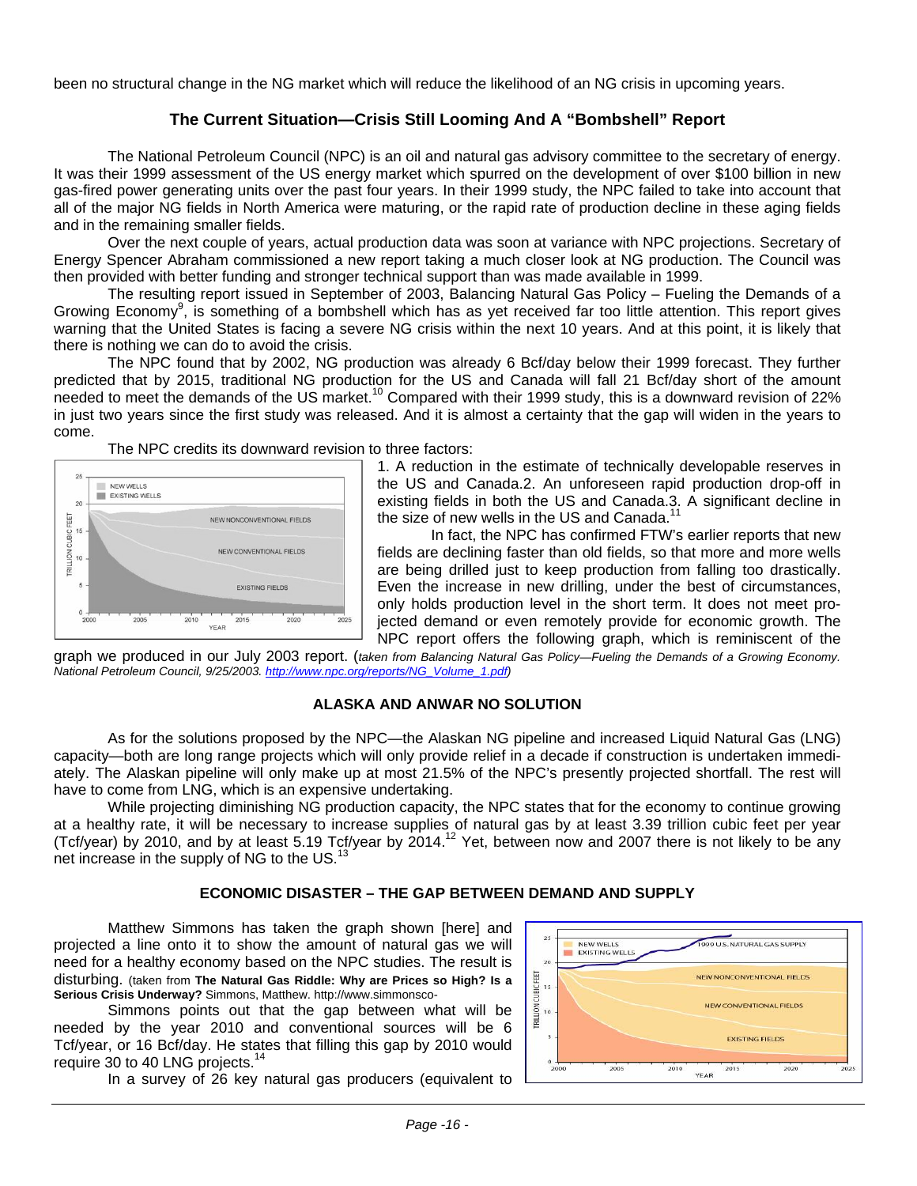been no structural change in the NG market which will reduce the likelihood of an NG crisis in upcoming years.

## The Current Situation—Crisis Still Looming And A "Bombshell" Report

The National Petroleum Council (NPC) is an oil and natural gas advisory committee to the secretary of energy. It was their 1999 assessment of the US energy market which spurred on the development of over $100 billion in new gas-fired power generating units over the past four years. In their 1999 study, the NPC failed to take into account that all of the major NG fields in North America were maturing, or the rapid rate of production decline in these aging fields and in the remaining smaller fields.

Over the next couple of years, actual production data was soon at variance with NPC projections. Secretary of Energy Spencer Abraham commissioned a new report taking a much closer look at NG production. The Council was then provided with better funding and stronger technical support than was made available in 1999.

The resulting report issued in September of 2003, Balancing Natural Gas Policy – Fueling the Demands of a Growing Economy[9], is something of a bombshell which has as yet received far too little attention. This report gives warning that the United States is facing a severe NG crisis within the next 10 years. And at this point, it is likely that there is nothing we can do to avoid the crisis.

The NPC found that by 2002, NG production was already 6 Bcf/day below their 1999 forecast. They further predicted that by 2015, traditional NG production for the US and Canada will fall 21 Bcf/day short of the amount needed to meet the demands of the US market.[10] Compared with their 1999 study, this is a downward revision of 22% in just two years since the first study was released. And it is almost a certainty that the gap will widen in the years to come.

The NPC credits its downward revision to three factors:

1. A reduction in the estimate of technically developable reserves in the US and Canada.2. An unforeseen rapid production drop-off in existing fields in both the US and Canada.3. A significant decline in the size of new wells in the US and Canada.[11]

In fact, the NPC has confirmed FTW's earlier reports that new fields are declining faster than old fields, so that more and more wells are being drilled just to keep production from falling too drastically. Even the increase in new drilling, under the best of circumstances, only holds production level in the short term. It does not meet projected demand or even remotely provide for economic growth. The NPC report offers the following graph, which is reminiscent of the graph we produced in our July 2003 report. (*taken from Balancing Natural Gas Policy—Fueling the Demands of a Growing Economy. National Petroleum Council, 9/25/2003. http://www.npc.org/reports/NG_Volume_1.pdf*)

## ALASKA AND ANWAR NO SOLUTION

As for the solutions proposed by the NPC—the Alaskan NG pipeline and increased Liquid Natural Gas (LNG) capacity—both are long range projects which will only provide relief in a decade if construction is undertaken immediately. The Alaskan pipeline will only make up at most 21.5% of the NPC's presently projected shortfall. The rest will have to come from LNG, which is an expensive undertaking.

While projecting diminishing NG production capacity, the NPC states that for the economy to continue growing at a healthy rate, it will be necessary to increase supplies of natural gas by at least 3.39 trillion cubic feet per year (Tcf/year) by 2010, and by at least 5.19 Tcf/year by 2014.[12] Yet, between now and 2007 there is not likely to be any net increase in the supply of NG to the US.[13]

## ECONOMIC DISASTER – THE GAP BETWEEN DEMAND AND SUPPLY

Matthew Simmons has taken the graph shown [here] and projected a line onto it to show the amount of natural gas we will need for a healthy economy based on the NPC studies. The result is disturbing. (taken from **The Natural Gas Riddle: Why are Prices so High? Is a Serious Crisis Underway?** Simmons, Matthew. http://www.simmonsco-

Simmons points out that the gap between what will be needed by the year 2010 and conventional sources will be 6 Tcf/year, or 16 Bcf/day. He states that filling this gap by 2010 would require 30 to 40 LNG projects.[14]

In a survey of 26 key natural gas producers (equivalent to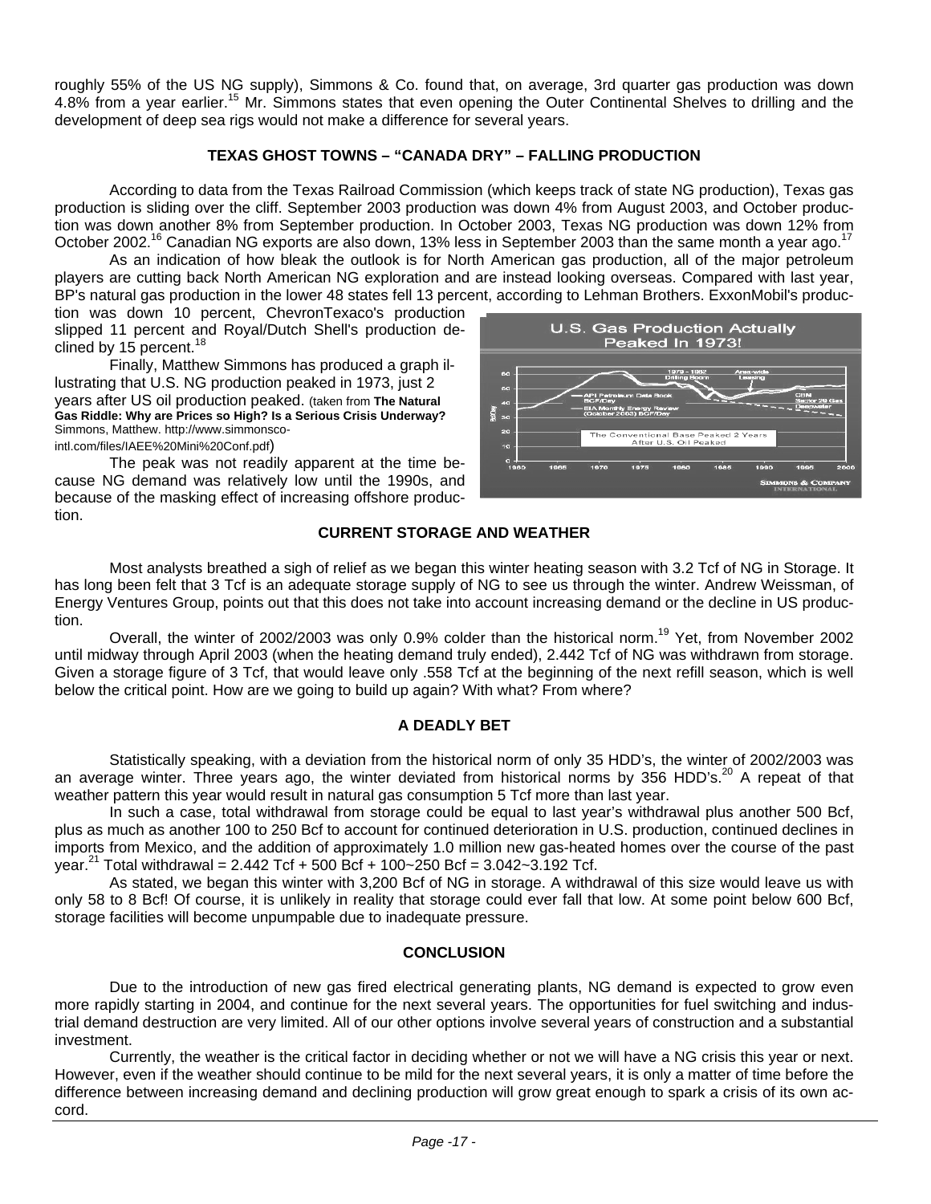roughly 55% of the US NG supply), Simmons & Co. found that, on average, 3rd quarter gas production was down 4.8% from a year earlier.[15] Mr. Simmons states that even opening the Outer Continental Shelves to drilling and the development of deep sea rigs would not make a difference for several years.

## TEXAS GHOST TOWNS – "CANADA DRY" – FALLING PRODUCTION

According to data from the Texas Railroad Commission (which keeps track of state NG production), Texas gas production is sliding over the cliff. September 2003 production was down 4% from August 2003, and October production was down another 8% from September production. In October 2003, Texas NG production was down 12% from October 2002.[16] Canadian NG exports are also down, 13% less in September 2003 than the same month a year ago.[17]

As an indication of how bleak the outlook is for North American gas production, all of the major petroleum players are cutting back North American NG exploration and are instead looking overseas. Compared with last year, BP's natural gas production in the lower 48 states fell 13 percent, according to Lehman Brothers. ExxonMobil's production was down 10 percent, ChevronTexaco's production slipped 11 percent and Royal/Dutch Shell's production declined by 15 percent.[18]

Finally, Matthew Simmons has produced a graph illustrating that U.S. NG production peaked in 1973, just 2 years after US oil production peaked. (taken from **The Natural Gas Riddle: Why are Prices so High? Is a Serious Crisis Underway?** Simmons, Matthew. http://www.simmonsco-intl.com/files/IAEE%20Mini%20Conf.pdf)

The peak was not readily apparent at the time because NG demand was relatively low until the 1990s, and because of the masking effect of increasing offshore production.

## CURRENT STORAGE AND WEATHER

Most analysts breathed a sigh of relief as we began this winter heating season with 3.2 Tcf of NG in Storage. It has long been felt that 3 Tcf is an adequate storage supply of NG to see us through the winter. Andrew Weissman, of Energy Ventures Group, points out that this does not take into account increasing demand or the decline in US production.

Overall, the winter of 2002/2003 was only 0.9% colder than the historical norm.[19] Yet, from November 2002 until midway through April 2003 (when the heating demand truly ended), 2.442 Tcf of NG was withdrawn from storage. Given a storage figure of 3 Tcf, that would leave only .558 Tcf at the beginning of the next refill season, which is well below the critical point. How are we going to build up again? With what? From where?

## A DEADLY BET

Statistically speaking, with a deviation from the historical norm of only 35 HDD's, the winter of 2002/2003 was an average winter. Three years ago, the winter deviated from historical norms by 356 HDD's.[20] A repeat of that weather pattern this year would result in natural gas consumption 5 Tcf more than last year.

In such a case, total withdrawal from storage could be equal to last year's withdrawal plus another 500 Bcf, plus as much as another 100 to 250 Bcf to account for continued deterioration in U.S. production, continued declines in imports from Mexico, and the addition of approximately 1.0 million new gas-heated homes over the course of the past year.[21] Total withdrawal = 2.442 Tcf + 500 Bcf + 100~250 Bcf = 3.042~3.192 Tcf.

As stated, we began this winter with 3,200 Bcf of NG in storage. A withdrawal of this size would leave us with only 58 to 8 Bcf! Of course, it is unlikely in reality that storage could ever fall that low. At some point below 600 Bcf, storage facilities will become unpumpable due to inadequate pressure.

## CONCLUSION

Due to the introduction of new gas fired electrical generating plants, NG demand is expected to grow even more rapidly starting in 2004, and continue for the next several years. The opportunities for fuel switching and industrial demand destruction are very limited. All of our other options involve several years of construction and a substantial investment.

Currently, the weather is the critical factor in deciding whether or not we will have a NG crisis this year or next. However, even if the weather should continue to be mild for the next several years, it is only a matter of time before the difference between increasing demand and declining production will grow great enough to spark a crisis of its own accord.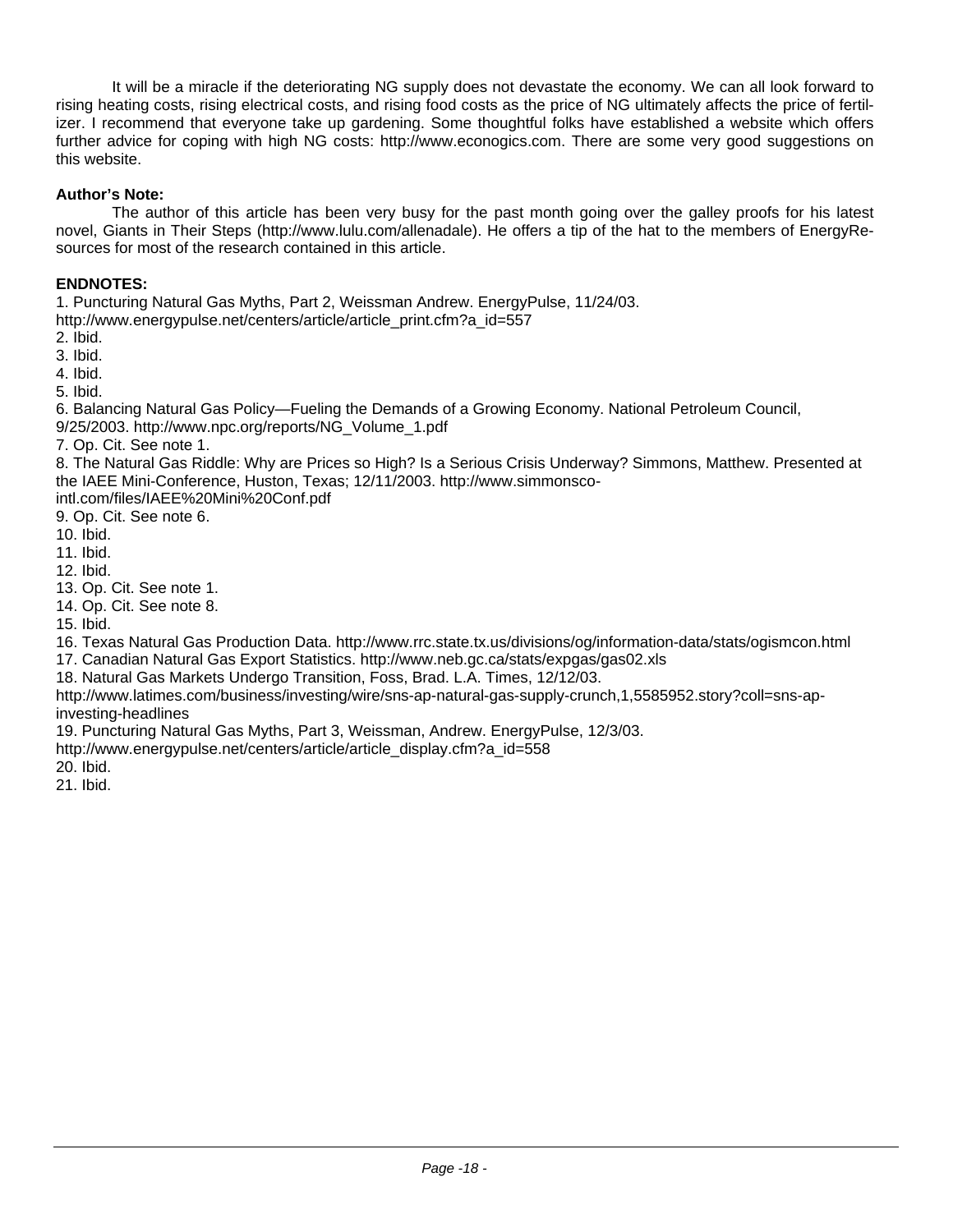It will be a miracle if the deteriorating NG supply does not devastate the economy. We can all look forward to rising heating costs, rising electrical costs, and rising food costs as the price of NG ultimately affects the price of fertilizer. I recommend that everyone take up gardening. Some thoughtful folks have established a website which offers further advice for coping with high NG costs: http://www.econogics.com. There are some very good suggestions on this website.

**Author's Note:**

The author of this article has been very busy for the past month going over the galley proofs for his latest novel, Giants in Their Steps (http://www.lulu.com/allenadale). He offers a tip of the hat to the members of EnergyResources for most of the research contained in this article.

**ENDNOTES:**

1. Puncturing Natural Gas Myths, Part 2, Weissman Andrew. EnergyPulse, 11/24/03. http://www.energypulse.net/centers/article/article_print.cfm?a_id=557
2. Ibid.
3. Ibid.
4. Ibid.
5. Ibid.
6. Balancing Natural Gas Policy—Fueling the Demands of a Growing Economy. National Petroleum Council, 9/25/2003. http://www.npc.org/reports/NG_Volume_1.pdf
7. Op. Cit. See note 1.
8. The Natural Gas Riddle: Why are Prices so High? Is a Serious Crisis Underway? Simmons, Matthew. Presented at the IAEE Mini-Conference, Huston, Texas; 12/11/2003. http://www.simmonsco-intl.com/files/IAEE%20Mini%20Conf.pdf
9. Op. Cit. See note 6.
10. Ibid.
11. Ibid.
12. Ibid.
13. Op. Cit. See note 1.
14. Op. Cit. See note 8.
15. Ibid.
16. Texas Natural Gas Production Data. http://www.rrc.state.tx.us/divisions/og/information-data/stats/ogismcon.html
17. Canadian Natural Gas Export Statistics. http://www.neb.gc.ca/stats/expgas/gas02.xls
18. Natural Gas Markets Undergo Transition, Foss, Brad. L.A. Times, 12/12/03. http://www.latimes.com/business/investing/wire/sns-ap-natural-gas-supply-crunch,1,5585952.story?coll=sns-ap-investing-headlines
19. Puncturing Natural Gas Myths, Part 3, Weissman, Andrew. EnergyPulse, 12/3/03. http://www.energypulse.net/centers/article/article_display.cfm?a_id=558
20. Ibid.
21. Ibid.